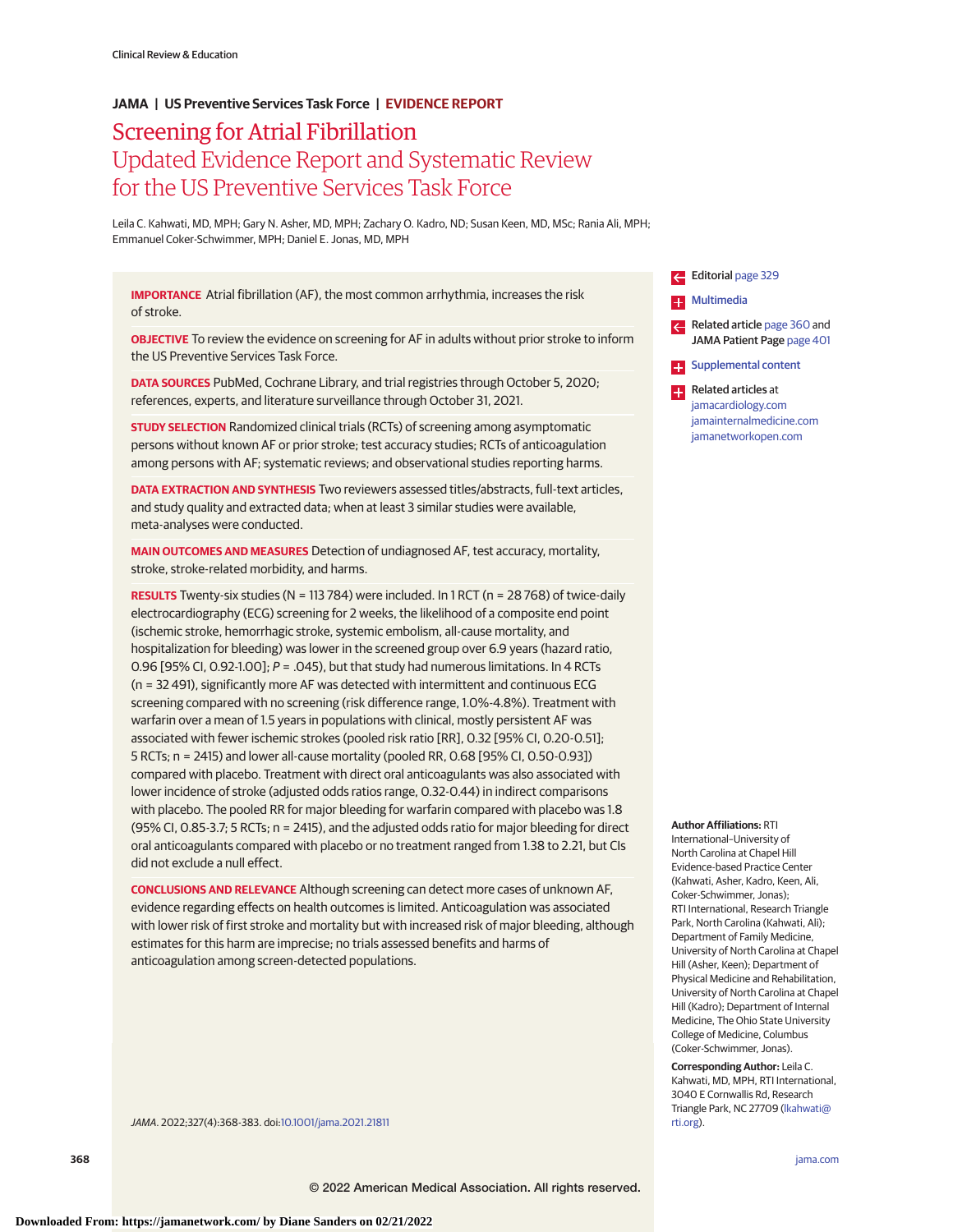JAMA | US Preventive Services Task Force | EVIDENCE REPORT

# Screening for Atrial Fibrillation

## Updated Evidence Report and Systematic Review for the US Preventive Services Task Force

Leila C. Kahwati, MD, MPH; Gary N. Asher, MD, MPH; Zachary O. Kadro, ND; Susan Keen, MD, MSc; Rania Ali, MPH; Emmanuel Coker-Schwimmer, MPH; Daniel E. Jonas, MD, MPH

**IMPORTANCE** Atrial fibrillation (AF), the most common arrhythmia, increases the risk of stroke.

**OBJECTIVE** To review the evidence on screening for AF in adults without prior stroke to inform the US Preventive Services Task Force.

**DATA SOURCES** PubMed, Cochrane Library, and trial registries through October 5, 2020; references, experts, and literature surveillance through October 31, 2021.

**STUDY SELECTION** Randomized clinical trials (RCTs) of screening among asymptomatic persons without known AF or prior stroke; test accuracy studies; RCTs of anticoagulation among persons with AF; systematic reviews; and observational studies reporting harms.

**DATA EXTRACTION AND SYNTHESIS** Two reviewers assessed titles/abstracts, full-text articles, and study quality and extracted data; when at least 3 similar studies were available, meta-analyses were conducted.

**MAIN OUTCOMES AND MEASURES** Detection of undiagnosed AF, test accuracy, mortality, stroke, stroke-related morbidity, and harms.

**RESULTS** Twenty-six studies (N = 113 784) were included. In 1 RCT (n = 28 768) of twice-daily electrocardiography (ECG) screening for 2 weeks, the likelihood of a composite end point (ischemic stroke, hemorrhagic stroke, systemic embolism, all-cause mortality, and hospitalization for bleeding) was lower in the screened group over 6.9 years (hazard ratio, 0.96 [95% CI, 0.92-1.00]; *P* = .045), but that study had numerous limitations. In 4 RCTs (n = 32 491), significantly more AF was detected with intermittent and continuous ECG screening compared with no screening (risk difference range, 1.0%-4.8%). Treatment with warfarin over a mean of 1.5 years in populations with clinical, mostly persistent AF was associated with fewer ischemic strokes (pooled risk ratio [RR], 0.32 [95% CI, 0.20-0.51]; 5 RCTs; n = 2415) and lower all-cause mortality (pooled RR, 0.68 [95% CI, 0.50-0.93]) compared with placebo. Treatment with direct oral anticoagulants was also associated with lower incidence of stroke (adjusted odds ratios range, 0.32-0.44) in indirect comparisons with placebo. The pooled RR for major bleeding for warfarin compared with placebo was 1.8 (95% CI, 0.85-3.7; 5 RCTs; n = 2415), and the adjusted odds ratio for major bleeding for direct oral anticoagulants compared with placebo or no treatment ranged from 1.38 to 2.21, but CIs did not exclude a null effect.

**CONCLUSIONS AND RELEVANCE** Although screening can detect more cases of unknown AF, evidence regarding effects on health outcomes is limited. Anticoagulation was associated with lower risk of first stroke and mortality but with increased risk of major bleeding, although estimates for this harm are imprecise; no trials assessed benefits and harms of anticoagulation among screen-detected populations.

*JAMA*. 2022;327(4):368-383. doi:10.1001/jama.2021.21811

Editorial page 329

Multimedia

Related article page 360 and JAMA Patient Page page 401

Supplemental content

Related articles at jamacardiology.com, jamainternalmedicine.com, jamanetworkopen.com

**Author Affiliations:** RTI International–University of North Carolina at Chapel Hill Evidence-based Practice Center (Kahwati, Asher, Kadro, Keen, Ali, Coker-Schwimmer, Jonas); RTI International, Research Triangle Park, North Carolina (Kahwati, Ali); Department of Family Medicine, University of North Carolina at Chapel Hill (Asher, Keen); Department of Physical Medicine and Rehabilitation, University of North Carolina at Chapel Hill (Kadro); Department of Internal Medicine, The Ohio State University College of Medicine, Columbus (Coker-Schwimmer, Jonas).

**Corresponding Author:** Leila C. Kahwati, MD, MPH, RTI International, 3040 E Cornwallis Rd, Research Triangle Park, NC 27709 (lkahwati@rti.org).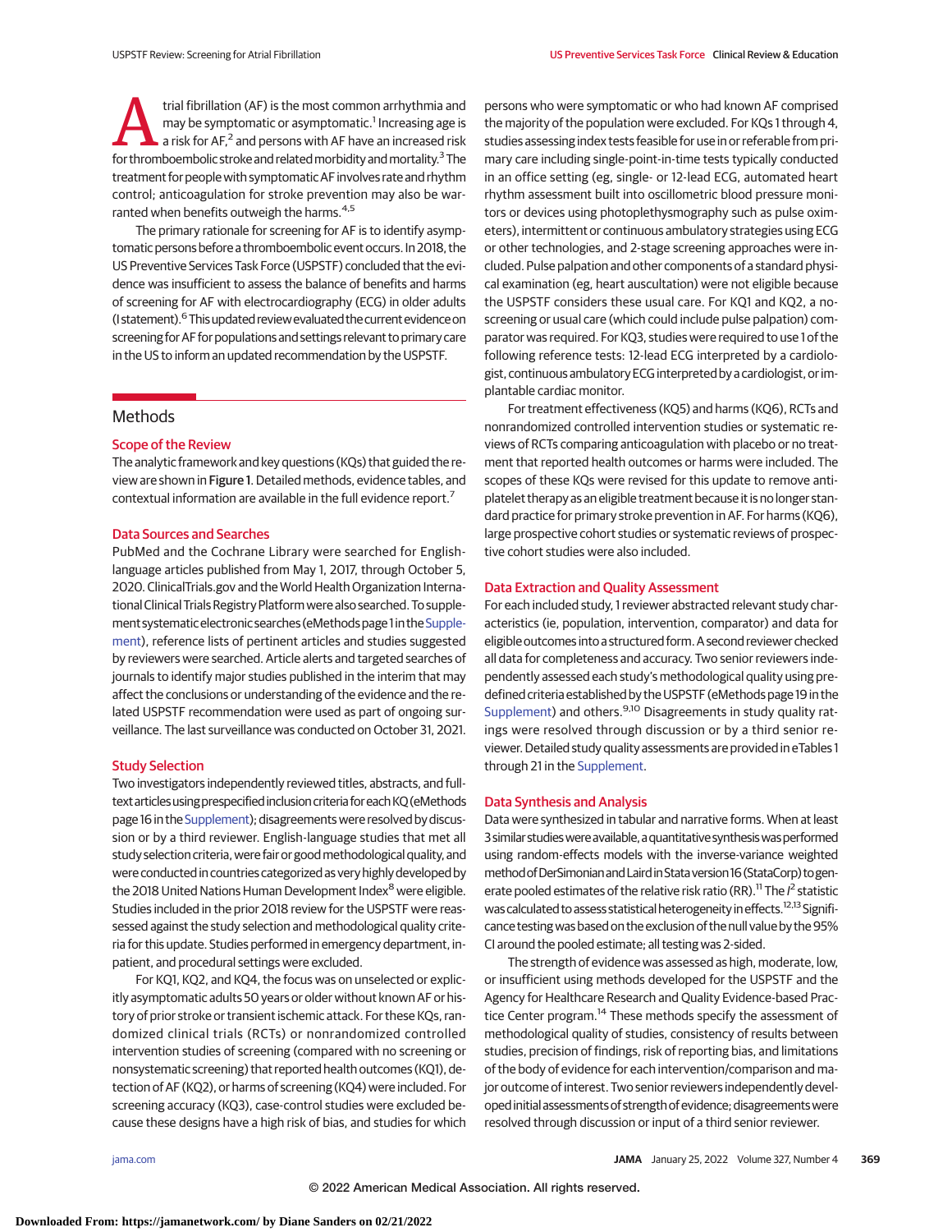Atrial fibrillation (AF) is the most common arrhythmia and may be symptomatic or asymptomatic.[1] Increasing age is a risk for AF,[2] and persons with AF have an increased risk for thromboembolic stroke and related morbidity and mortality.[3] The treatment for people with symptomatic AF involves rate and rhythm control; anticoagulation for stroke prevention may also be warranted when benefits outweigh the harms.[4,5]

The primary rationale for screening for AF is to identify asymptomatic persons before a thromboembolic event occurs. In 2018, the US Preventive Services Task Force (USPSTF) concluded that the evidence was insufficient to assess the balance of benefits and harms of screening for AF with electrocardiography (ECG) in older adults (I statement).[6] This updated review evaluated the current evidence on screening for AF for populations and settings relevant to primary care in the US to inform an updated recommendation by the USPSTF.

## Methods

### Scope of the Review

The analytic framework and key questions (KQs) that guided the review are shown in **Figure 1**. Detailed methods, evidence tables, and contextual information are available in the full evidence report.[7]

### Data Sources and Searches

PubMed and the Cochrane Library were searched for English-language articles published from May 1, 2017, through October 5, 2020. ClinicalTrials.gov and the World Health Organization International Clinical Trials Registry Platform were also searched. To supplement systematic electronic searches (eMethods page 1 in the Supplement), reference lists of pertinent articles and studies suggested by reviewers were searched. Article alerts and targeted searches of journals to identify major studies published in the interim that may affect the conclusions or understanding of the evidence and the related USPSTF recommendation were used as part of ongoing surveillance. The last surveillance was conducted on October 31, 2021.

### Study Selection

Two investigators independently reviewed titles, abstracts, and full-text articles using prespecified inclusion criteria for each KQ (eMethods page 16 in the Supplement); disagreements were resolved by discussion or by a third reviewer. English-language studies that met all study selection criteria, were fair or good methodological quality, and were conducted in countries categorized as very highly developed by the 2018 United Nations Human Development Index[8] were eligible. Studies included in the prior 2018 review for the USPSTF were reassessed against the study selection and methodological quality criteria for this update. Studies performed in emergency department, inpatient, and procedural settings were excluded.

For KQ1, KQ2, and KQ4, the focus was on unselected or explicitly asymptomatic adults 50 years or older without known AF or history of prior stroke or transient ischemic attack. For these KQs, randomized clinical trials (RCTs) or nonrandomized controlled intervention studies of screening (compared with no screening or nonsystematic screening) that reported health outcomes (KQ1), detection of AF (KQ2), or harms of screening (KQ4) were included. For screening accuracy (KQ3), case-control studies were excluded because these designs have a high risk of bias, and studies for which persons who were symptomatic or who had known AF comprised the majority of the population were excluded. For KQs 1 through 4, studies assessing index tests feasible for use in or referable from primary care including single-point-in-time tests typically conducted in an office setting (eg, single- or 12-lead ECG, automated heart rhythm assessment built into oscillometric blood pressure monitors or devices using photoplethysmography such as pulse oximeters), intermittent or continuous ambulatory strategies using ECG or other technologies, and 2-stage screening approaches were included. Pulse palpation and other components of a standard physical examination (eg, heart auscultation) were not eligible because the USPSTF considers these usual care. For KQ1 and KQ2, a no-screening or usual care (which could include pulse palpation) comparator was required. For KQ3, studies were required to use 1 of the following reference tests: 12-lead ECG interpreted by a cardiologist, continuous ambulatory ECG interpreted by a cardiologist, or implantable cardiac monitor.

For treatment effectiveness (KQ5) and harms (KQ6), RCTs and nonrandomized controlled intervention studies or systematic reviews of RCTs comparing anticoagulation with placebo or no treatment that reported health outcomes or harms were included. The scopes of these KQs were revised for this update to remove antiplatelet therapy as an eligible treatment because it is no longer standard practice for primary stroke prevention in AF. For harms (KQ6), large prospective cohort studies or systematic reviews of prospective cohort studies were also included.

### Data Extraction and Quality Assessment

For each included study, 1 reviewer abstracted relevant study characteristics (ie, population, intervention, comparator) and data for eligible outcomes into a structured form. A second reviewer checked all data for completeness and accuracy. Two senior reviewers independently assessed each study's methodological quality using predefined criteria established by the USPSTF (eMethods page 19 in the Supplement) and others.[9,10] Disagreements in study quality ratings were resolved through discussion or by a third senior reviewer. Detailed study quality assessments are provided in eTables 1 through 21 in the Supplement.

### Data Synthesis and Analysis

Data were synthesized in tabular and narrative forms. When at least 3 similar studies were available, a quantitative synthesis was performed using random-effects models with the inverse-variance weighted method of DerSimonian and Laird in Stata version 16 (StataCorp) to generate pooled estimates of the relative risk ratio (RR).[11] The $I^2$ statistic was calculated to assess statistical heterogeneity in effects.[12,13] Significance testing was based on the exclusion of the null value by the 95% CI around the pooled estimate; all testing was 2-sided.

The strength of evidence was assessed as high, moderate, low, or insufficient using methods developed for the USPSTF and the Agency for Healthcare Research and Quality Evidence-based Practice Center program.[14] These methods specify the assessment of methodological quality of studies, consistency of results between studies, precision of findings, risk of reporting bias, and limitations of the body of evidence for each intervention/comparison and major outcome of interest. Two senior reviewers independently developed initial assessments of strength of evidence; disagreements were resolved through discussion or input of a third senior reviewer.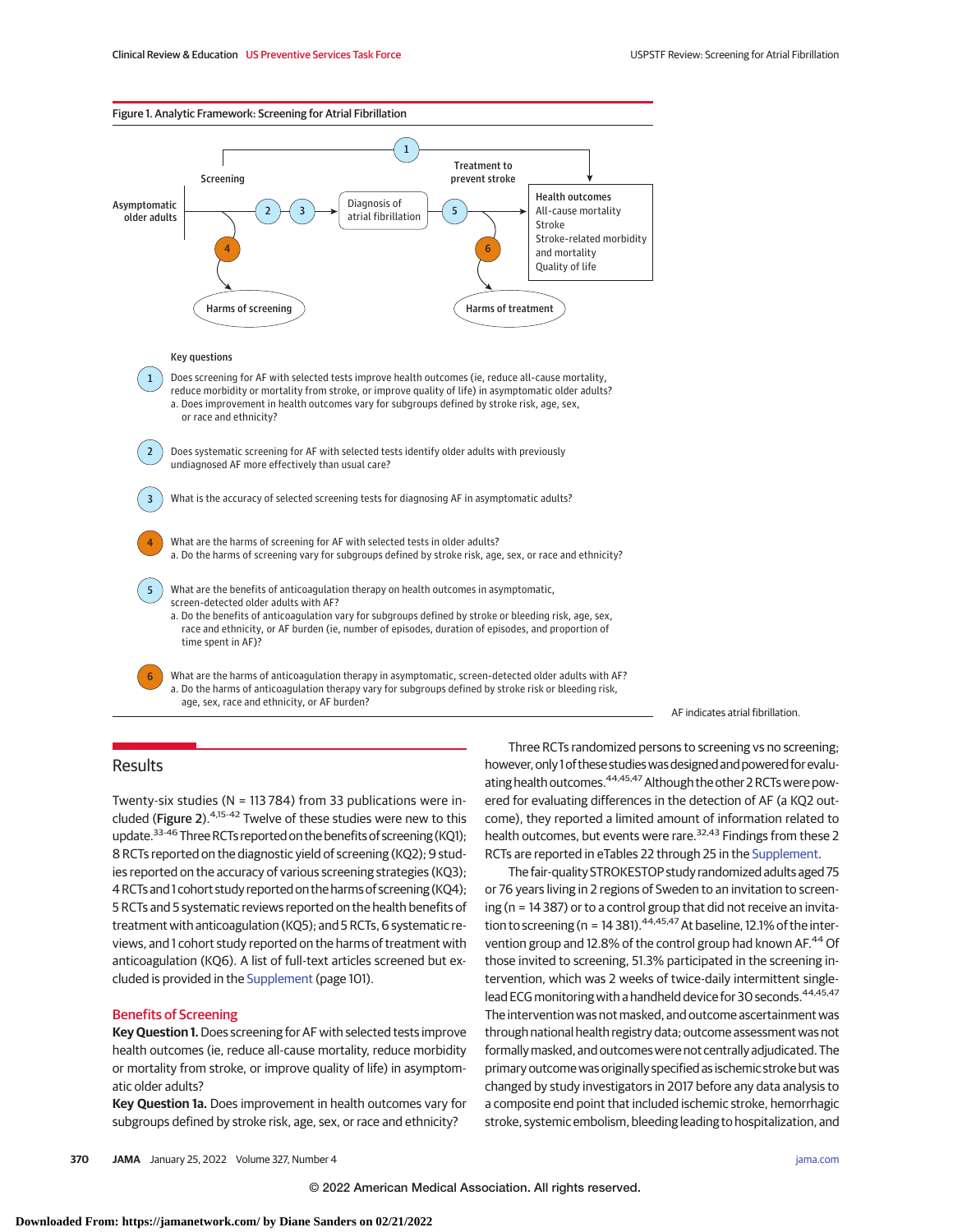Figure 1. Analytic Framework: Screening for Atrial Fibrillation

Asymptomatic older adults → Screening → (2) (3) → Diagnosis of atrial fibrillation → (5) Treatment to prevent stroke → Health outcomes: All-cause mortality; Stroke; Stroke-related morbidity and mortality; Quality of life

(1) Asymptomatic older adults → Health outcomes

(4) Harms of screening

(6) Harms of treatment

**Key questions**

1. Does screening for AF with selected tests improve health outcomes (ie, reduce all-cause mortality, reduce morbidity or mortality from stroke, or improve quality of life) in asymptomatic older adults?
   a. Does improvement in health outcomes vary for subgroups defined by stroke risk, age, sex, or race and ethnicity?
2. Does systematic screening for AF with selected tests identify older adults with previously undiagnosed AF more effectively than usual care?
3. What is the accuracy of selected screening tests for diagnosing AF in asymptomatic adults?
4. What are the harms of screening for AF with selected tests in older adults?
   a. Do the harms of screening vary for subgroups defined by stroke risk, age, sex, or race and ethnicity?
5. What are the benefits of anticoagulation therapy on health outcomes in asymptomatic, screen-detected older adults with AF?
   a. Do the benefits of anticoagulation vary for subgroups defined by stroke or bleeding risk, age, sex, race and ethnicity, or AF burden (ie, number of episodes, duration of episodes, and proportion of time spent in AF)?
6. What are the harms of anticoagulation therapy in asymptomatic, screen-detected older adults with AF?
   a. Do the harms of anticoagulation therapy vary for subgroups defined by stroke risk or bleeding risk, age, sex, race and ethnicity, or AF burden?

AF indicates atrial fibrillation.

## Results

Twenty-six studies (N = 113 784) from 33 publications were included (Figure 2).[4,15-42] Twelve of these studies were new to this update.[33-46] Three RCTs reported on the benefits of screening (KQ1); 8 RCTs reported on the diagnostic yield of screening (KQ2); 9 studies reported on the accuracy of various screening strategies (KQ3); 4 RCTs and 1 cohort study reported on the harms of screening (KQ4); 5 RCTs and 5 systematic reviews reported on the health benefits of treatment with anticoagulation (KQ5); and 5 RCTs, 6 systematic reviews, and 1 cohort study reported on the harms of treatment with anticoagulation (KQ6). A list of full-text articles screened but excluded is provided in the Supplement (page 101).

### Benefits of Screening

**Key Question 1.** Does screening for AF with selected tests improve health outcomes (ie, reduce all-cause mortality, reduce morbidity or mortality from stroke, or improve quality of life) in asymptomatic older adults?

**Key Question 1a.** Does improvement in health outcomes vary for subgroups defined by stroke risk, age, sex, or race and ethnicity?

Three RCTs randomized persons to screening vs no screening; however, only 1 of these studies was designed and powered for evaluating health outcomes.[44,45,47] Although the other 2 RCTs were powered for evaluating differences in the detection of AF (a KQ2 outcome), they reported a limited amount of information related to health outcomes, but events were rare.[32,43] Findings from these 2 RCTs are reported in eTables 22 through 25 in the Supplement.

The fair-quality STROKESTOP study randomized adults aged 75 or 76 years living in 2 regions of Sweden to an invitation to screening (n = 14 387) or to a control group that did not receive an invitation to screening (n = 14 381).[44,45,47] At baseline, 12.1% of the intervention group and 12.8% of the control group had known AF.[44] Of those invited to screening, 51.3% participated in the screening intervention, which was 2 weeks of twice-daily intermittent single-lead ECG monitoring with a handheld device for 30 seconds.[44,45,47] The intervention was not masked, and outcome ascertainment was through national health registry data; outcome assessment was not formally masked, and outcomes were not centrally adjudicated. The primary outcome was originally specified as ischemic stroke but was changed by study investigators in 2017 before any data analysis to a composite end point that included ischemic stroke, hemorrhagic stroke, systemic embolism, bleeding leading to hospitalization, and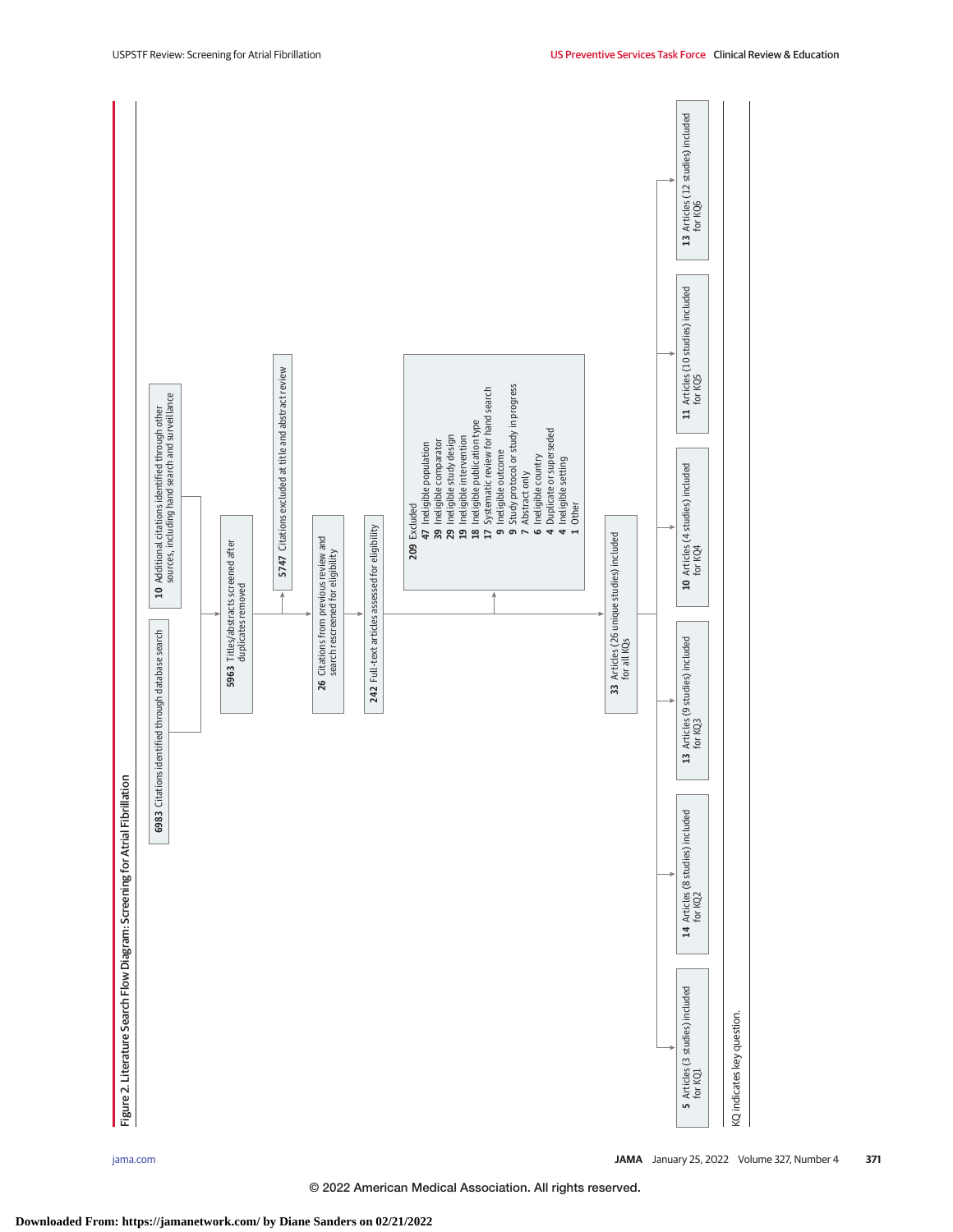**Figure 2. Literature Search Flow Diagram: Screening for Atrial Fibrillation**

**6983** Citations identified through database search

**10** Additional citations identified through other sources, including hand search and surveillance

**5963** Titles/abstracts screened after duplicates removed

**5747** Citations excluded at title and abstract review

**26** Citations from previous review and search rescreened for eligibility

**242** Full-text articles assessed for eligibility

**209** Excluded
- **47** Ineligible population
- **39** Ineligible comparator
- **29** Ineligible study design
- **19** Ineligible intervention
- **18** Ineligible publication type
- **17** Systematic review for hand search
- **9** Ineligible outcome
- **9** Study protocol or study in progress
- **7** Abstract only
- **6** Ineligible country
- **4** Duplicate or superseded
- **4** Ineligible setting
- **1** Other

**33** Articles (26 unique studies) included for all KQs

- **5** Articles (3 studies) included for KQ1
- **14** Articles (8 studies) included for KQ2
- **13** Articles (9 studies) included for KQ3
- **10** Articles (4 studies) included for KQ4
- **11** Articles (10 studies) included for KQ5
- **13** Articles (12 studies) included for KQ6

KQ indicates key question.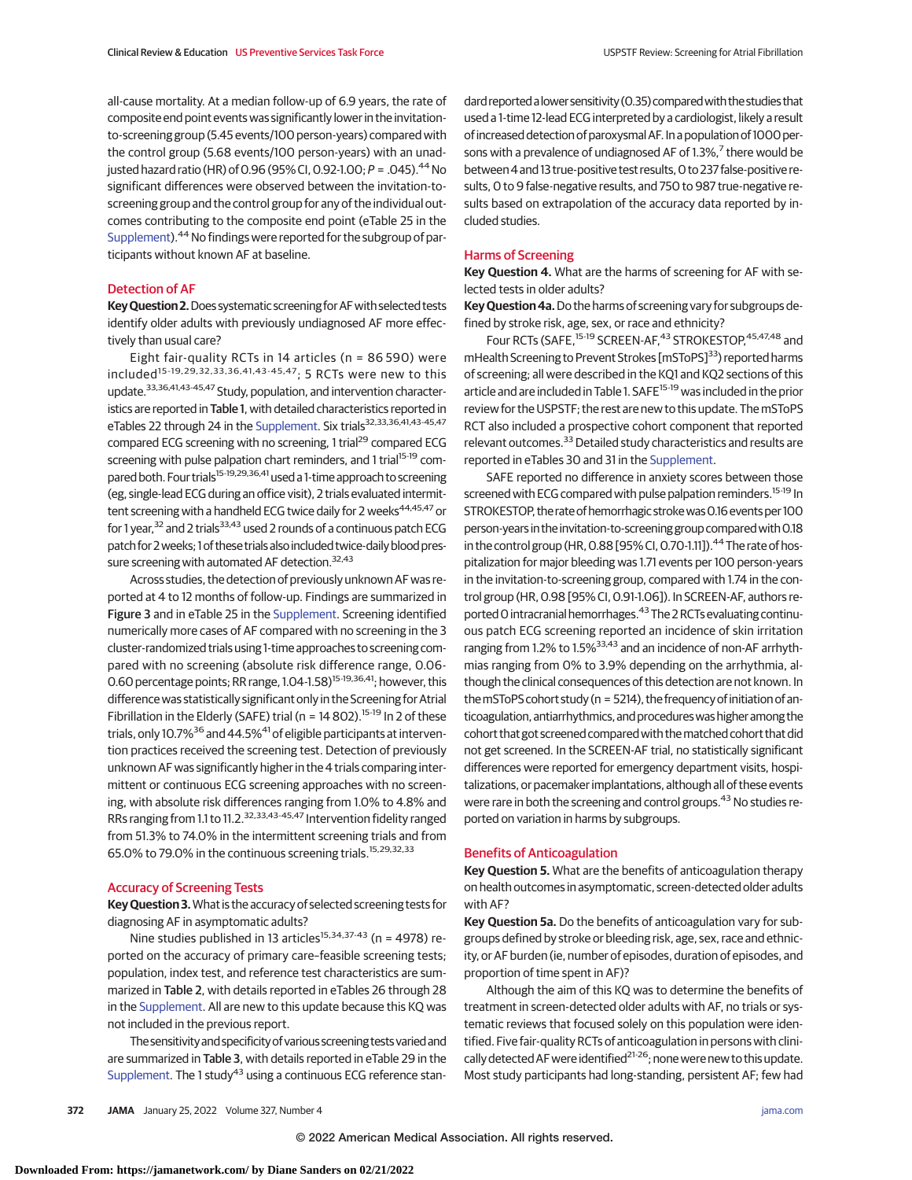all-cause mortality. At a median follow-up of 6.9 years, the rate of composite end point events was significantly lower in the invitation-to-screening group (5.45 events/100 person-years) compared with the control group (5.68 events/100 person-years) with an unadjusted hazard ratio (HR) of 0.96 (95% CI, 0.92-1.00; $P = .045$).[44] No significant differences were observed between the invitation-to-screening group and the control group for any of the individual outcomes contributing to the composite end point (eTable 25 in the Supplement).[44] No findings were reported for the subgroup of participants without known AF at baseline.

### Detection of AF

**Key Question 2.** Does systematic screening for AF with selected tests identify older adults with previously undiagnosed AF more effectively than usual care?

Eight fair-quality RCTs in 14 articles (n = 86 590) were included[15-19,29,32,33,36,41,43-45,47]; 5 RCTs were new to this update.[33,36,41,43-45,47] Study, population, and intervention characteristics are reported in **Table 1**, with detailed characteristics reported in eTables 22 through 24 in the Supplement. Six trials[32,33,36,41,43-45,47] compared ECG screening with no screening, 1 trial[29] compared ECG screening with pulse palpation chart reminders, and 1 trial[15-19] compared both. Four trials[15-19,29,36,41] used a 1-time approach to screening (eg, single-lead ECG during an office visit), 2 trials evaluated intermittent screening with a handheld ECG twice daily for 2 weeks[44,45,47] or for 1 year,[32] and 2 trials[33,43] used 2 rounds of a continuous patch ECG patch for 2 weeks; 1 of these trials also included twice-daily blood pressure screening with automated AF detection.[32,43]

Across studies, the detection of previously unknown AF was reported at 4 to 12 months of follow-up. Findings are summarized in **Figure 3** and in eTable 25 in the Supplement. Screening identified numerically more cases of AF compared with no screening in the 3 cluster-randomized trials using 1-time approaches to screening compared with no screening (absolute risk difference range, 0.06-0.60 percentage points; RR range, 1.04-1.58)[15-19,36,41]; however, this difference was statistically significant only in the Screening for Atrial Fibrillation in the Elderly (SAFE) trial (n = 14 802).[15-19] In 2 of these trials, only 10.7%[36] and 44.5%[41] of eligible participants at intervention practices received the screening test. Detection of previously unknown AF was significantly higher in the 4 trials comparing intermittent or continuous ECG screening approaches with no screening, with absolute risk differences ranging from 1.0% to 4.8% and RRs ranging from 1.1 to 11.2.[32,33,43-45,47] Intervention fidelity ranged from 51.3% to 74.0% in the intermittent screening trials and from 65.0% to 79.0% in the continuous screening trials.[15,29,32,33]

### Accuracy of Screening Tests

**Key Question 3.** What is the accuracy of selected screening tests for diagnosing AF in asymptomatic adults?

Nine studies published in 13 articles[15,34,37-43] (n = 4978) reported on the accuracy of primary care–feasible screening tests; population, index test, and reference test characteristics are summarized in **Table 2**, with details reported in eTables 26 through 28 in the Supplement. All are new to this update because this KQ was not included in the previous report.

The sensitivity and specificity of various screening tests varied and are summarized in **Table 3**, with details reported in eTable 29 in the Supplement. The 1 study[43] using a continuous ECG reference standard reported a lower sensitivity (0.35) compared with the studies that used a 1-time 12-lead ECG interpreted by a cardiologist, likely a result of increased detection of paroxysmal AF. In a population of 1000 persons with a prevalence of undiagnosed AF of 1.3%,[7] there would be between 4 and 13 true-positive test results, 0 to 237 false-positive results, 0 to 9 false-negative results, and 750 to 987 true-negative results based on extrapolation of the accuracy data reported by included studies.

### Harms of Screening

**Key Question 4.** What are the harms of screening for AF with selected tests in older adults?

**Key Question 4a.** Do the harms of screening vary for subgroups defined by stroke risk, age, sex, or race and ethnicity?

Four RCTs (SAFE,[15-19] SCREEN-AF,[43] STROKESTOP,[45,47,48] and mHealth Screening to Prevent Strokes [mSToPS][33]) reported harms of screening; all were described in the KQ1 and KQ2 sections of this article and are included in Table 1. SAFE[15-19] was included in the prior review for the USPSTF; the rest are new to this update. The mSToPS RCT also included a prospective cohort component that reported relevant outcomes.[33] Detailed study characteristics and results are reported in eTables 30 and 31 in the Supplement.

SAFE reported no difference in anxiety scores between those screened with ECG compared with pulse palpation reminders.[15-19] In STROKESTOP, the rate of hemorrhagic stroke was 0.16 events per 100 person-years in the invitation-to-screening group compared with 0.18 in the control group (HR, 0.88 [95% CI, 0.70-1.11]).[44] The rate of hospitalization for major bleeding was 1.71 events per 100 person-years in the invitation-to-screening group, compared with 1.74 in the control group (HR, 0.98 [95% CI, 0.91-1.06]). In SCREEN-AF, authors reported 0 intracranial hemorrhages.[43] The 2 RCTs evaluating continuous patch ECG screening reported an incidence of skin irritation ranging from 1.2% to 1.5%[33,43] and an incidence of non-AF arrhythmias ranging from 0% to 3.9% depending on the arrhythmia, although the clinical consequences of this detection are not known. In the mSToPS cohort study (n = 5214), the frequency of initiation of anticoagulation, antiarrhythmics, and procedures was higher among the cohort that got screened compared with the matched cohort that did not get screened. In the SCREEN-AF trial, no statistically significant differences were reported for emergency department visits, hospitalizations, or pacemaker implantations, although all of these events were rare in both the screening and control groups.[43] No studies reported on variation in harms by subgroups.

### Benefits of Anticoagulation

**Key Question 5.** What are the benefits of anticoagulation therapy on health outcomes in asymptomatic, screen-detected older adults with AF?

**Key Question 5a.** Do the benefits of anticoagulation vary for subgroups defined by stroke or bleeding risk, age, sex, race and ethnicity, or AF burden (ie, number of episodes, duration of episodes, and proportion of time spent in AF)?

Although the aim of this KQ was to determine the benefits of treatment in screen-detected older adults with AF, no trials or systematic reviews that focused solely on this population were identified. Five fair-quality RCTs of anticoagulation in persons with clinically detected AF were identified[21-26]; none were new to this update. Most study participants had long-standing, persistent AF; few had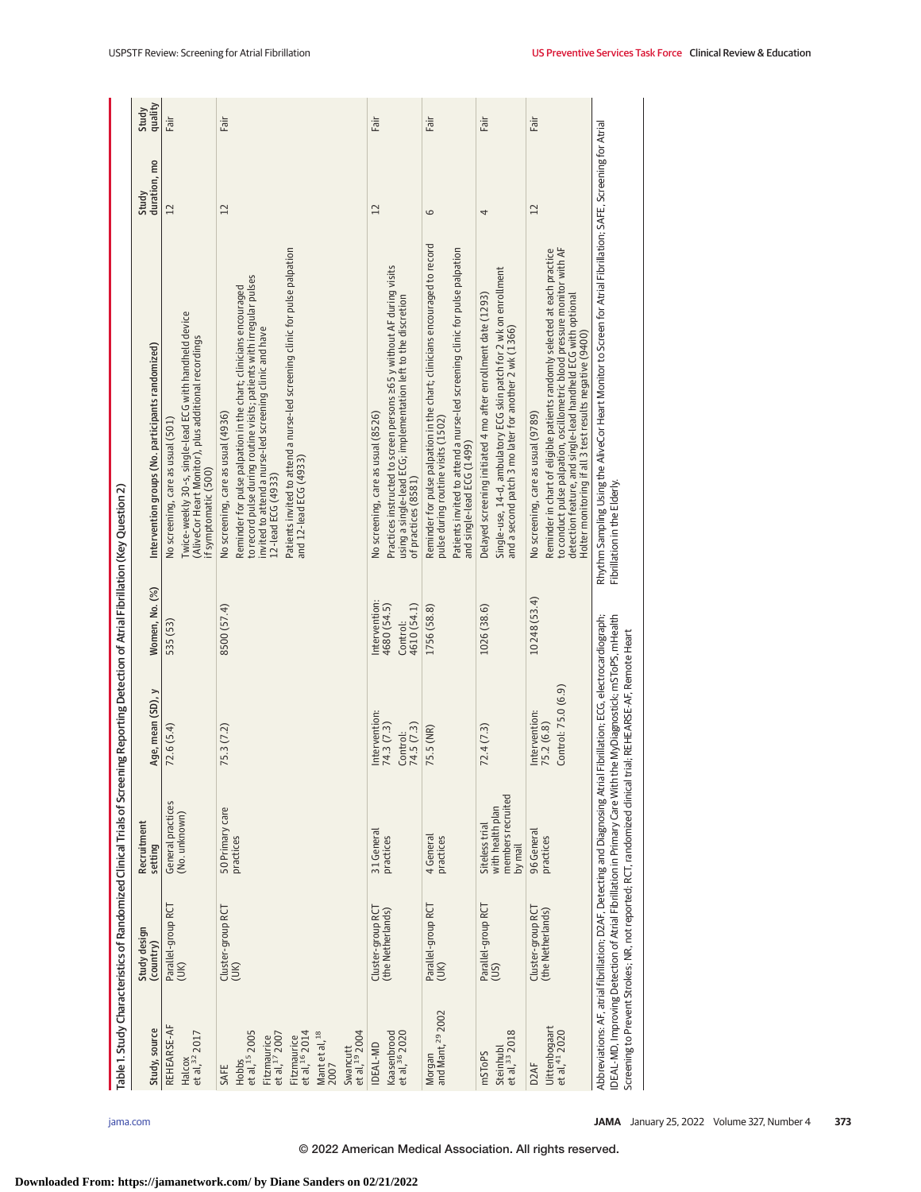Table 1. Study Characteristics of Randomized Clinical Trials of Screening Reporting Detection of Atrial Fibrillation (Key Question 2)

| Study, source | Study design (country) | Recruitment setting | Age, mean (SD), y | Women, No. (%) | Intervention groups (No. participants randomized) | Study duration, mo | Study quality |
|---|---|---|---|---|---|---|---|
| REHEARSE-AF<br>Halcox et al,[32] 2017 | Parallel-group RCT (UK) | General practices (No. unknown) | 72.6 (5.4) | 535 (53) | No screening, care as usual (501)<br>Twice-weekly 30-s, single-lead ECG with handheld device (AliveCor Heart Monitor), plus additional recordings if symptomatic (500) | 12 | Fair |
| SAFE<br>Hobbs et al,[15] 2005<br>Fitzmaurice et al,[17] 2007<br>Fitzmaurice et al,[16] 2014<br>Mant et al,[18] 2007<br>Swancutt et al,[19] 2004 | Cluster-group RCT (UK) | 50 Primary care practices | 75.3 (7.2) | 8500 (57.4) | No screening, care as usual (4936)<br>Reminder for pulse palpation in the chart; clinicians encouraged to record pulse during routine visits; patients with irregular pulses invited to attend a nurse-led screening clinic and have 12-lead ECG (4933)<br>Patients invited to attend a nurse-led screening clinic for pulse palpation and 12-lead ECG (4933) | 12 | Fair |
| IDEAL-MD<br>Kaasenbrood et al,[30] 2020 | Cluster-group RCT (the Netherlands) | 31 General practices | Intervention: 74.3 (7.3)<br>Control: 74.5 (7.3) | Intervention: 4680 (54.5)<br>Control: 4610 (54.1) | No screening, care as usual (8526)<br>Practices instructed to screen persons ≥65 y without AF during visits using a single-lead ECG; implementation left to the discretion of practices (8581) | 12 | Fair |
| Morgan and Mant,[29] 2002 | Parallel-group RCT (UK) | 4 General practices | 75.5 (NR) | 1756 (58.8) | Reminder for pulse palpation in the chart; clinicians encouraged to record pulse during routine visits (1502)<br>Patients invited to attend a nurse-led screening clinic for pulse palpation and single-lead ECG (1499) | 6 | Fair |
| mSToPS<br>Steinhubl et al,[33] 2018 | Parallel-group RCT (US) | Siteless trial with health plan members recruited by mail | 72.4 (7.3) | 1026 (38.6) | Delayed screening initiated 4 mo after enrollment date (1293)<br>Single-use, 14-d, ambulatory ECG skin patch for 2 wk on enrollment and a second patch 3 mo later for another 2 wk (1366) | 4 | Fair |
| D2AF<br>Uittenbogaart et al,[41] 2020 | Cluster-group RCT (the Netherlands) | 96 General practices | Intervention: 75.2 (6.8)<br>Control: 75.0 (6.9) | 10 248 (53.4) | No screening, care as usual (9789)<br>Reminder in chart of eligible patients randomly selected at each practice to conduct pulse palpation, oscillometric blood pressure monitor with AF detection feature, and single-lead handheld ECG with optional Holter monitoring if all 3 test results negative (9400) | 12 | Fair |

Abbreviations: AF, atrial fibrillation; D2AF, Detecting and Diagnosing Atrial Fibrillation; ECG, electrocardiograph; IDEAL-MD, Improving Detection of Atrial Fibrillation in Primary Care With the MyDiagnostick; mSToPS, mHealth Screening to Prevent Strokes; NR, not reported; RCT, randomized clinical trial; REHEARSE-AF, Remote Heart Rhythm Sampling Using the AliveCor Heart Monitor to Screen for Atrial Fibrillation; SAFE, Screening for Atrial Fibrillation in the Elderly.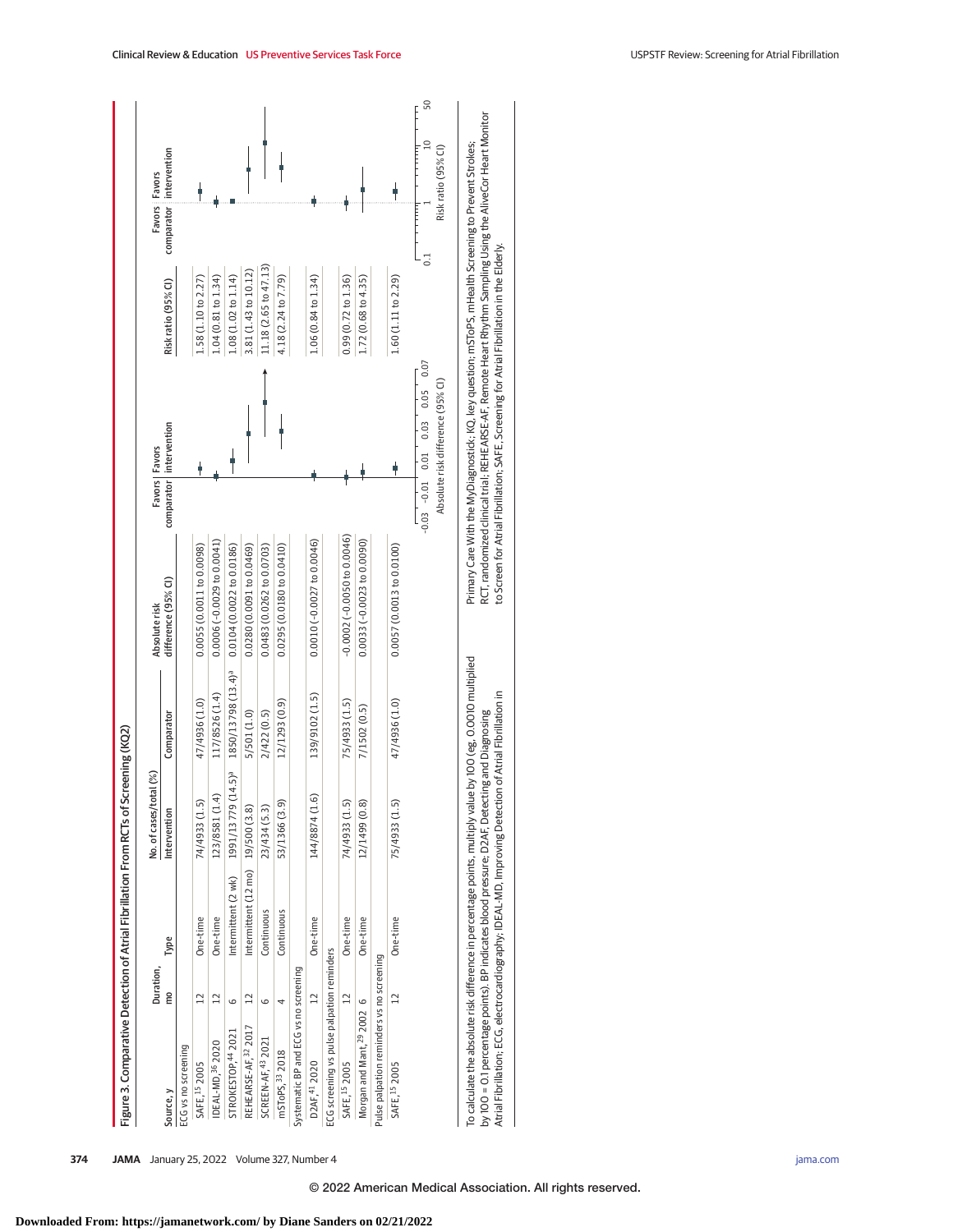Figure 3. Comparative Detection of Atrial Fibrillation From RCTs of Screening (KQ2)

| Source, y | Duration, mo | Type | No. of cases/total (%) Intervention | Comparator | Absolute risk difference (95% CI) | Risk ratio (95% CI) |
|---|---|---|---|---|---|---|
| **ECG vs no screening** | | | | | | |
| SAFE,[15] 2005 | 12 | One-time | 74/4933 (1.5) | 47/4936 (1.0) | 0.0055 (0.0011 to 0.0098) | 1.58 (1.10 to 2.27) |
| IDEAL-MD,[36] 2020 | 12 | One-time | 123/8581 (1.4) | 117/8526 (1.4) | 0.0006 (−0.0029 to 0.0041) | 1.04 (0.81 to 1.34) |
| STROKESTOP,[44] 2021 | 6 | Intermittent (2 wk) | 1991/13 779 (14.5)[a] | 1850/13 798 (13.4)[a] | 0.0104 (0.0022 to 0.0186) | 1.08 (1.02 to 1.14) |
| REHEARSE-AF,[32] 2017 | 12 | Intermittent (12 mo) | 19/500 (3.8) | 5/501 (1.0) | 0.0280 (0.0091 to 0.0469) | 3.81 (1.43 to 10.12) |
| SCREEN-AF,[43] 2021 | 6 | Continuous | 23/434 (5.3) | 2/422 (0.5) | 0.0483 (0.0262 to 0.0703) | 11.18 (2.65 to 47.13) |
| mSToPS,[33] 2018 | 4 | Continuous | 53/1366 (3.9) | 12/1293 (0.9) | 0.0295 (0.0180 to 0.0410) | 4.18 (2.24 to 7.79) |
| **Systematic BP and ECG vs no screening** | | | | | | |
| D2AF,[41] 2020 | 12 | One-time | 144/8874 (1.6) | 139/9102 (1.5) | 0.0010 (−0.0027 to 0.0046) | 1.06 (0.84 to 1.34) |
| **ECG screening vs pulse palpation reminders** | | | | | | |
| SAFE,[15] 2005 | 12 | One-time | 74/4933 (1.5) | 75/4933 (1.5) | −0.0002 (−0.0050 to 0.0046) | 0.99 (0.72 to 1.36) |
| Morgan and Mant,[29] 2002 | 6 | One-time | 12/1499 (0.8) | 7/1502 (0.5) | 0.0033 (−0.0023 to 0.0090) | 1.72 (0.68 to 4.35) |
| **Pulse palpation reminders vs no screening** | | | | | | |
| SAFE,[15] 2005 | 12 | One-time | 75/4933 (1.5) | 47/4936 (1.0) | 0.0057 (0.0013 to 0.0100) | 1.60 (1.11 to 2.29) |

To calculate the absolute risk difference in percentage points, multiply value by 100 (eg, 0.0010 multiplied by 100 = 0.1 percentage points). BP indicates blood pressure; D2AF, Detecting and Diagnosing Atrial Fibrillation; ECG, electrocardiography; IDEAL-MD, Improving Detection of Atrial Fibrillation in Primary Care With the MyDiagnostick; KQ, key question; mSToPS, mHealth Screening to Prevent Strokes; RCT, randomized clinical trial; REHEARSE-AF, Remote Heart Rhythm Sampling Using the AliveCor Heart Monitor to Screen for Atrial Fibrillation; SAFE, Screening for Atrial Fibrillation in the Elderly.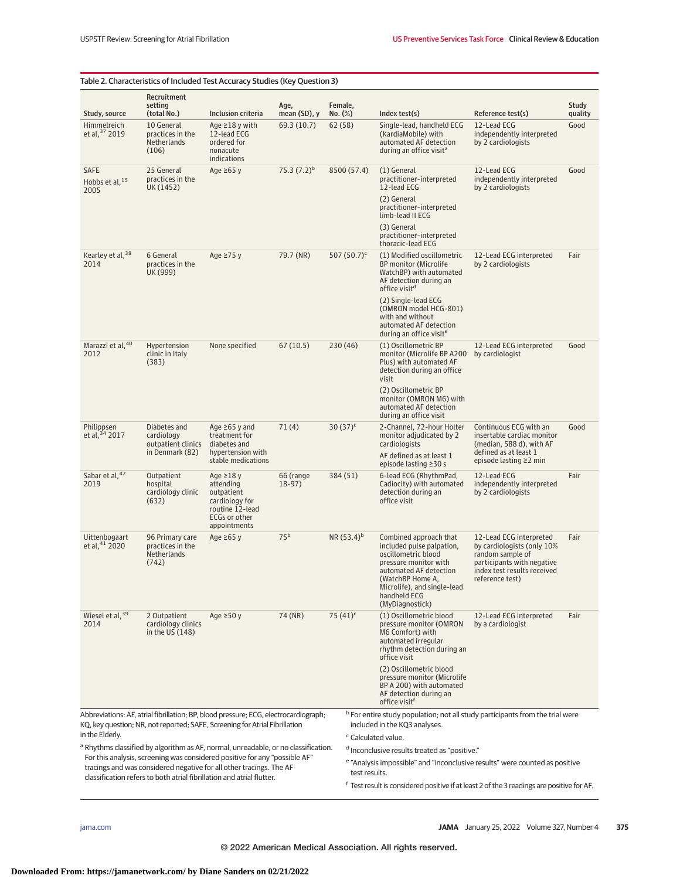Table 2. Characteristics of Included Test Accuracy Studies (Key Question 3)

| Study, source | Recruitment setting (total No.) | Inclusion criteria | Age, mean (SD), y | Female, No. (%) | Index test(s) | Reference test(s) | Study quality |
|---|---|---|---|---|---|---|---|
| Himmelreich et al,[37] 2019 | 10 General practices in the Netherlands (106) | Age ≥18 y with 12-lead ECG ordered for nonacute indications | 69.3 (10.7) | 62 (58) | Single-lead, handheld ECG (KardiaMobile) with automated AF detection during an office visit[a] | 12-Lead ECG independently interpreted by 2 cardiologists | Good |
| SAFE Hobbs et al,[15] 2005 | 25 General practices in the UK (1452) | Age ≥65 y | 75.3 (7.2)[b] | 8500 (57.4) | (1) General practitioner-interpreted 12-lead ECG<br>(2) General practitioner-interpreted limb-lead II ECG<br>(3) General practitioner-interpreted thoracic-lead ECG | 12-Lead ECG independently interpreted by 2 cardiologists | Good |
| Kearley et al,[38] 2014 | 6 General practices in the UK (999) | Age ≥75 y | 79.7 (NR) | 507 (50.7)[c] | (1) Modified oscillometric BP monitor (Microlife WatchBP) with automated AF detection during an office visit[d]<br>(2) Single-lead ECG (OMRON model HCG-801) with and without automated AF detection during an office visit[e] | 12-Lead ECG interpreted by 2 cardiologists | Fair |
| Marazzi et al,[40] 2012 | Hypertension clinic in Italy (383) | None specified | 67 (10.5) | 230 (46) | (1) Oscillometric BP monitor (Microlife BP A200 Plus) with automated AF detection during an office visit<br>(2) Oscillometric BP monitor (OMRON M6) with automated AF detection during an office visit | 12-Lead ECG interpreted by cardiologist | Good |
| Philippsen et al,[34] 2017 | Diabetes and cardiology outpatient clinics in Denmark (82) | Age ≥65 y and treatment for diabetes and hypertension with stable medications | 71 (4) | 30 (37)[c] | 2-Channel, 72-hour Holter monitor adjudicated by 2 cardiologists<br>AF defined as at least 1 episode lasting ≥30 s | Continuous ECG with an insertable cardiac monitor (median, 588 d), with AF defined as at least 1 episode lasting ≥2 min | Good |
| Sabar et al,[42] 2019 | Outpatient hospital cardiology clinic (632) | Age ≥18 y attending outpatient cardiology for routine 12-lead ECGs or other appointments | 66 (range 18-97) | 384 (51) | 6-lead ECG (RhythmPad, Cadiocity) with automated detection during an office visit | 12-Lead ECG independently interpreted by 2 cardiologists | Fair |
| Uittenbogaart et al,[41] 2020 | 96 Primary care practices in the Netherlands (742) | Age ≥65 y | 75[b] | NR (53.4)[b] | Combined approach that included pulse palpation, oscillometric blood pressure monitor with automated AF detection (WatchBP Home A, Microlife), and single-lead handheld ECG (MyDiagnostick) | 12-Lead ECG interpreted by cardiologists (only 10% random sample of participants with negative index test results received reference test) | Fair |
| Wiesel et al,[39] 2014 | 2 Outpatient cardiology clinics in the US (148) | Age ≥50 y | 74 (NR) | 75 (41)[c] | (1) Oscillometric blood pressure monitor (OMRON M6 Comfort) with automated irregular rhythm detection during an office visit<br>(2) Oscillometric blood pressure monitor (Microlife BP A 200) with automated AF detection during an office visit[f] | 12-Lead ECG interpreted by a cardiologist | Fair |

Abbreviations: AF, atrial fibrillation; BP, blood pressure; ECG, electrocardiograph; KQ, key question; NR, not reported; SAFE, Screening for Atrial Fibrillation in the Elderly.

[a] Rhythms classified by algorithm as AF, normal, unreadable, or no classification. For this analysis, screening was considered positive for any "possible AF" tracings and was considered negative for all other tracings. The AF classification refers to both atrial fibrillation and atrial flutter.

[b] For entire study population; not all study participants from the trial were included in the KQ3 analyses.

[c] Calculated value.

[d] Inconclusive results treated as "positive."

[e] "Analysis impossible" and "inconclusive results" were counted as positive test results.

[f] Test result is considered positive if at least 2 of the 3 readings are positive for AF.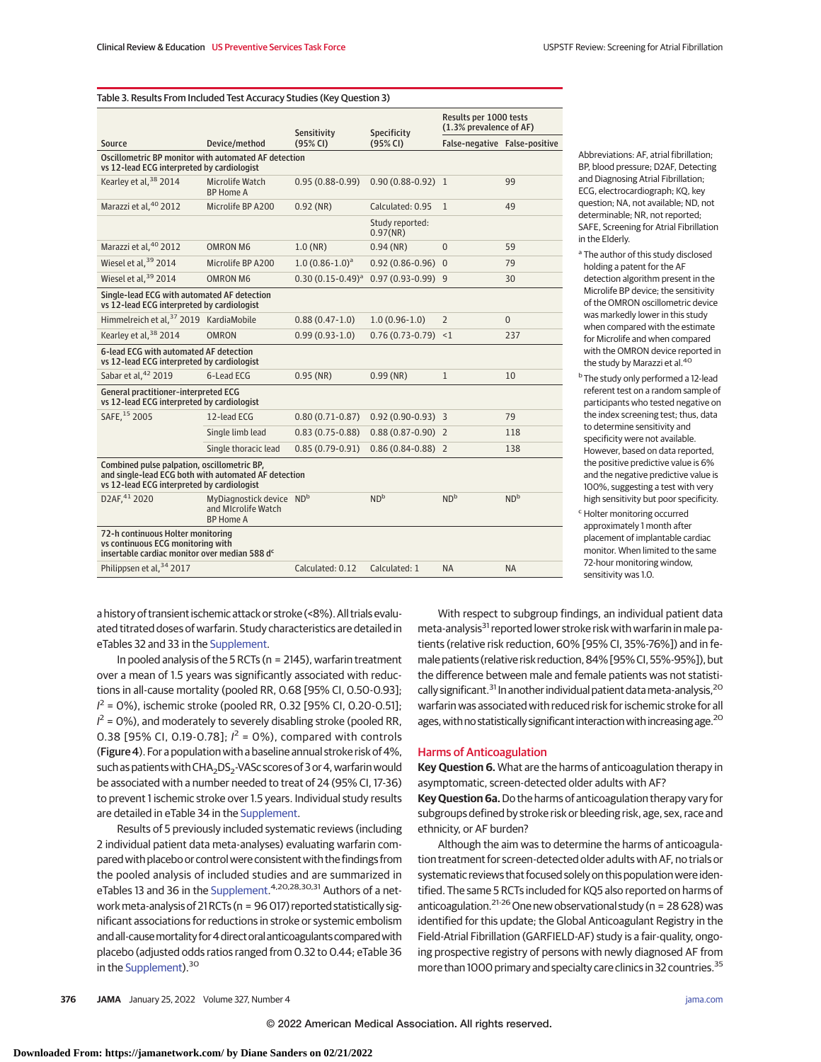Table 3. Results From Included Test Accuracy Studies (Key Question 3)

| Source | Device/method | Sensitivity (95% CI) | Specificity (95% CI) | Results per 1000 tests (1.3% prevalence of AF) | |
|---|---|---|---|---|---|
| | | | | False-negative | False-positive |
| **Oscillometric BP monitor with automated AF detection vs 12-lead ECG interpreted by cardiologist** | | | | | |
| Kearley et al,[38] 2014 | Microlife Watch BP Home A | 0.95 (0.88-0.99) | 0.90 (0.88-0.92) | 1 | 99 |
| Marazzi et al,[40] 2012 | Microlife BP A200 | 0.92 (NR) | Calculated: 0.95 | 1 | 49 |
| | | | Study reported: 0.97(NR) | | |
| Marazzi et al,[40] 2012 | OMRON M6 | 1.0 (NR) | 0.94 (NR) | 0 | 59 |
| Wiesel et al,[39] 2014 | Microlife BP A200 | 1.0 (0.86-1.0)[a] | 0.92 (0.86-0.96) | 0 | 79 |
| Wiesel et al,[39] 2014 | OMRON M6 | 0.30 (0.15-0.49)[a] | 0.97 (0.93-0.99) | 9 | 30 |
| **Single-lead ECG with automated AF detection vs 12-lead ECG interpreted by cardiologist** | | | | | |
| Himmelreich et al,[37] 2019 | KardiaMobile | 0.88 (0.47-1.0) | 1.0 (0.96-1.0) | 2 | 0 |
| Kearley et al,[38] 2014 | OMRON | 0.99 (0.93-1.0) | 0.76 (0.73-0.79) | <1 | 237 |
| **6-lead ECG with automated AF detection vs 12-lead ECG interpreted by cardiologist** | | | | | |
| Sabar et al,[42] 2019 | 6-Lead ECG | 0.95 (NR) | 0.99 (NR) | 1 | 10 |
| **General practitioner-interpreted ECG vs 12-lead ECG interpreted by cardiologist** | | | | | |
| SAFE,[15] 2005 | 12-lead ECG | 0.80 (0.71-0.87) | 0.92 (0.90-0.93) | 3 | 79 |
| | Single limb lead | 0.83 (0.75-0.88) | 0.88 (0.87-0.90) | 2 | 118 |
| | Single thoracic lead | 0.85 (0.79-0.91) | 0.86 (0.84-0.88) | 2 | 138 |
| **Combined pulse palpation, oscillometric BP, and single-lead ECG both with automated AF detection vs 12-lead ECG interpreted by cardiologist** | | | | | |
| D2AF,[41] 2020 | MyDiagnostick device and MIcrolife Watch BP Home A | ND[b] | ND[b] | ND[b] | ND[b] |
| **72-h continuous Holter monitoring vs continuous ECG monitoring with insertable cardiac monitor over median 588 d[c]** | | | | | |
| Philippsen et al,[34] 2017 | | Calculated: 0.12 | Calculated: 1 | NA | NA |

Abbreviations: AF, atrial fibrillation; BP, blood pressure; D2AF, Detecting and Diagnosing Atrial Fibrillation; ECG, electrocardiograph; KQ, key question; NA, not available; ND, not determinable; NR, not reported; SAFE, Screening for Atrial Fibrillation in the Elderly.

[a] The author of this study disclosed holding a patent for the AF detection algorithm present in the Microlife BP device; the sensitivity of the OMRON oscillometric device was markedly lower in this study when compared with the estimate for Microlife and when compared with the OMRON device reported in the study by Marazzi et al.[40]

[b] The study only performed a 12-lead referent test on a random sample of participants who tested negative on the index screening test; thus, data to determine sensitivity and specificity were not available. However, based on data reported, the positive predictive value is 6% and the negative predictive value is 100%, suggesting a test with very high sensitivity but poor specificity.

[c] Holter monitoring occurred approximately 1 month after placement of implantable cardiac monitor. When limited to the same 72-hour monitoring window, sensitivity was 1.0.

a history of transient ischemic attack or stroke (<8%). All trials evaluated titrated doses of warfarin. Study characteristics are detailed in eTables 32 and 33 in the Supplement.

In pooled analysis of the 5 RCTs (n = 2145), warfarin treatment over a mean of 1.5 years was significantly associated with reductions in all-cause mortality (pooled RR, 0.68 [95% CI, 0.50-0.93]; $I^2$ = 0%), ischemic stroke (pooled RR, 0.32 [95% CI, 0.20-0.51]; $I^2$ = 0%), and moderately to severely disabling stroke (pooled RR, 0.38 [95% CI, 0.19-0.78]; $I^2$ = 0%), compared with controls (**Figure 4**). For a population with a baseline annual stroke risk of 4%, such as patients with $CHA_2DS_2$-VASc scores of 3 or 4, warfarin would be associated with a number needed to treat of 24 (95% CI, 17-36) to prevent 1 ischemic stroke over 1.5 years. Individual study results are detailed in eTable 34 in the Supplement.

Results of 5 previously included systematic reviews (including 2 individual patient data meta-analyses) evaluating warfarin compared with placebo or control were consistent with the findings from the pooled analysis of included studies and are summarized in eTables 13 and 36 in the Supplement.[4,20,28,30,31] Authors of a network meta-analysis of 21 RCTs (n = 96 017) reported statistically significant associations for reductions in stroke or systemic embolism and all-cause mortality for 4 direct oral anticoagulants compared with placebo (adjusted odds ratios ranged from 0.32 to 0.44; eTable 36 in the Supplement).[30]

With respect to subgroup findings, an individual patient data meta-analysis[31] reported lower stroke risk with warfarin in male patients (relative risk reduction, 60% [95% CI, 35%-76%]) and in female patients (relative risk reduction, 84% [95% CI, 55%-95%]), but the difference between male and female patients was not statistically significant.[31] In another individual patient data meta-analysis,[20] warfarin was associated with reduced risk for ischemic stroke for all ages, with no statistically significant interaction with increasing age.[20]

## Harms of Anticoagulation

**Key Question 6.** What are the harms of anticoagulation therapy in asymptomatic, screen-detected older adults with AF?

**Key Question 6a.** Do the harms of anticoagulation therapy vary for subgroups defined by stroke risk or bleeding risk, age, sex, race and ethnicity, or AF burden?

Although the aim was to determine the harms of anticoagulation treatment for screen-detected older adults with AF, no trials or systematic reviews that focused solely on this population were identified. The same 5 RCTs included for KQ5 also reported on harms of anticoagulation.[21-26] One new observational study (n = 28 628) was identified for this update; the Global Anticoagulant Registry in the Field-Atrial Fibrillation (GARFIELD-AF) study is a fair-quality, ongoing prospective registry of persons with newly diagnosed AF from more than 1000 primary and specialty care clinics in 32 countries.[35]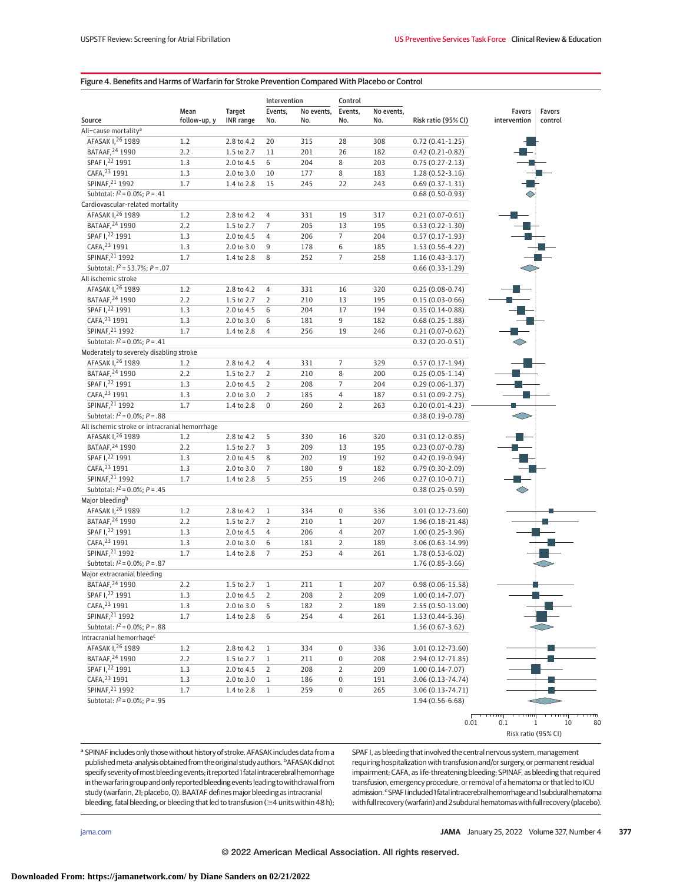Figure 4. Benefits and Harms of Warfarin for Stroke Prevention Compared With Placebo or Control

| Source | Mean follow-up, y | Target INR range | Intervention Events, No. | Intervention No events, No. | Control Events, No. | Control No events, No. | Risk ratio (95% CI) |
|---|---|---|---|---|---|---|---|
| **All-cause mortality[a]** | | | | | | | |
| AFASAK I,[26] 1989 | 1.2 | 2.8 to 4.2 | 20 | 315 | 28 | 308 | 0.72 (0.41-1.25) |
| BATAAF,[24] 1990 | 2.2 | 1.5 to 2.7 | 11 | 201 | 26 | 182 | 0.42 (0.21-0.82) |
| SPAF I,[22] 1991 | 1.3 | 2.0 to 4.5 | 6 | 204 | 8 | 203 | 0.75 (0.27-2.13) |
| CAFA,[23] 1991 | 1.3 | 2.0 to 3.0 | 10 | 177 | 8 | 183 | 1.28 (0.52-3.16) |
| SPINAF,[21] 1992 | 1.7 | 1.4 to 2.8 | 15 | 245 | 22 | 243 | 0.69 (0.37-1.31) |
| Subtotal: $I^2$ = 0.0%; P = .41 | | | | | | | 0.68 (0.50-0.93) |
| **Cardiovascular-related mortality** | | | | | | | |
| AFASAK I,[26] 1989 | 1.2 | 2.8 to 4.2 | 4 | 331 | 19 | 317 | 0.21 (0.07-0.61) |
| BATAAF,[24] 1990 | 2.2 | 1.5 to 2.7 | 7 | 205 | 13 | 195 | 0.53 (0.22-1.30) |
| SPAF I,[22] 1991 | 1.3 | 2.0 to 4.5 | 4 | 206 | 7 | 204 | 0.57 (0.17-1.93) |
| CAFA,[23] 1991 | 1.3 | 2.0 to 3.0 | 9 | 178 | 6 | 185 | 1.53 (0.56-4.22) |
| SPINAF,[21] 1992 | 1.7 | 1.4 to 2.8 | 8 | 252 | 7 | 258 | 1.16 (0.43-3.17) |
| Subtotal: $I^2$ = 53.7%; P = .07 | | | | | | | 0.66 (0.33-1.29) |
| **All ischemic stroke** | | | | | | | |
| AFASAK I,[26] 1989 | 1.2 | 2.8 to 4.2 | 4 | 331 | 16 | 320 | 0.25 (0.08-0.74) |
| BATAAF,[24] 1990 | 2.2 | 1.5 to 2.7 | 2 | 210 | 13 | 195 | 0.15 (0.03-0.66) |
| SPAF I,[22] 1991 | 1.3 | 2.0 to 4.5 | 6 | 204 | 17 | 194 | 0.35 (0.14-0.88) |
| CAFA,[23] 1991 | 1.3 | 2.0 to 3.0 | 6 | 181 | 9 | 182 | 0.68 (0.25-1.88) |
| SPINAF,[21] 1992 | 1.7 | 1.4 to 2.8 | 4 | 256 | 19 | 246 | 0.21 (0.07-0.62) |
| Subtotal: $I^2$ = 0.0%; P = .41 | | | | | | | 0.32 (0.20-0.51) |
| **Moderately to severely disabling stroke** | | | | | | | |
| AFASAK I,[26] 1989 | 1.2 | 2.8 to 4.2 | 4 | 331 | 7 | 329 | 0.57 (0.17-1.94) |
| BATAAF,[24] 1990 | 2.2 | 1.5 to 2.7 | 2 | 210 | 8 | 200 | 0.25 (0.05-1.14) |
| SPAF I,[22] 1991 | 1.3 | 2.0 to 4.5 | 2 | 208 | 7 | 204 | 0.29 (0.06-1.37) |
| CAFA,[23] 1991 | 1.3 | 2.0 to 3.0 | 2 | 185 | 4 | 187 | 0.51 (0.09-2.75) |
| SPINAF,[21] 1992 | 1.7 | 1.4 to 2.8 | 0 | 260 | 2 | 263 | 0.20 (0.01-4.23) |
| Subtotal: $I^2$ = 0.0%; P = .88 | | | | | | | 0.38 (0.19-0.78) |
| **All ischemic stroke or intracranial hemorrhage** | | | | | | | |
| AFASAK I,[26] 1989 | 1.2 | 2.8 to 4.2 | 5 | 330 | 16 | 320 | 0.31 (0.12-0.85) |
| BATAAF,[24] 1990 | 2.2 | 1.5 to 2.7 | 3 | 209 | 13 | 195 | 0.23 (0.07-0.78) |
| SPAF I,[22] 1991 | 1.3 | 2.0 to 4.5 | 8 | 202 | 19 | 192 | 0.42 (0.19-0.94) |
| CAFA,[23] 1991 | 1.3 | 2.0 to 3.0 | 7 | 180 | 9 | 182 | 0.79 (0.30-2.09) |
| SPINAF,[21] 1992 | 1.7 | 1.4 to 2.8 | 5 | 255 | 19 | 246 | 0.27 (0.10-0.71) |
| Subtotal: $I^2$ = 0.0%; P = .45 | | | | | | | 0.38 (0.25-0.59) |
| **Major bleeding[b]** | | | | | | | |
| AFASAK I,[26] 1989 | 1.2 | 2.8 to 4.2 | 1 | 334 | 0 | 336 | 3.01 (0.12-73.60) |
| BATAAF,[24] 1990 | 2.2 | 1.5 to 2.7 | 2 | 210 | 1 | 207 | 1.96 (0.18-21.48) |
| SPAF I,[22] 1991 | 1.3 | 2.0 to 4.5 | 4 | 206 | 4 | 207 | 1.00 (0.25-3.96) |
| CAFA,[23] 1991 | 1.3 | 2.0 to 3.0 | 6 | 181 | 2 | 189 | 3.06 (0.63-14.99) |
| SPINAF,[21] 1992 | 1.7 | 1.4 to 2.8 | 7 | 253 | 4 | 261 | 1.78 (0.53-6.02) |
| Subtotal: $I^2$ = 0.0%; P = .87 | | | | | | | 1.76 (0.85-3.66) |
| **Major extracranial bleeding** | | | | | | | |
| BATAAF,[24] 1990 | 2.2 | 1.5 to 2.7 | 1 | 211 | 1 | 207 | 0.98 (0.06-15.58) |
| SPAF I,[22] 1991 | 1.3 | 2.0 to 4.5 | 2 | 208 | 2 | 209 | 1.00 (0.14-7.07) |
| CAFA,[23] 1991 | 1.3 | 2.0 to 3.0 | 5 | 182 | 2 | 189 | 2.55 (0.50-13.00) |
| SPINAF,[21] 1992 | 1.7 | 1.4 to 2.8 | 6 | 254 | 4 | 261 | 1.53 (0.44-5.36) |
| Subtotal: $I^2$ = 0.0%; P = .88 | | | | | | | 1.56 (0.67-3.62) |
| **Intracranial hemorrhage[c]** | | | | | | | |
| AFASAK I,[26] 1989 | 1.2 | 2.8 to 4.2 | 1 | 334 | 0 | 336 | 3.01 (0.12-73.60) |
| BATAAF,[24] 1990 | 2.2 | 1.5 to 2.7 | 1 | 211 | 0 | 208 | 2.94 (0.12-71.85) |
| SPAF I,[22] 1991 | 1.3 | 2.0 to 4.5 | 2 | 208 | 2 | 209 | 1.00 (0.14-7.07) |
| CAFA,[23] 1991 | 1.3 | 2.0 to 3.0 | 1 | 186 | 0 | 191 | 3.06 (0.13-74.74) |
| SPINAF,[21] 1992 | 1.7 | 1.4 to 2.8 | 1 | 259 | 0 | 265 | 3.06 (0.13-74.71) |
| Subtotal: $I^2$ = 0.0%; P = .95 | | | | | | | 1.94 (0.56-6.68) |

Risk ratio (95% CI), log scale 0.01 to 80; left of 1 favors intervention, right of 1 favors control.

[a] SPINAF includes only those without history of stroke. AFASAK includes data from a published meta-analysis obtained from the original study authors. [b] AFASAK did not specify severity of most bleeding events; it reported 1 fatal intracerebral hemorrhage in the warfarin group and only reported bleeding events leading to withdrawal from study (warfarin, 21; placebo, 0). BAATAF defines major bleeding as intracranial bleeding, fatal bleeding, or bleeding that led to transfusion (≥4 units within 48 h); SPAF I, as bleeding that involved the central nervous system, management requiring hospitalization with transfusion and/or surgery, or permanent residual impairment; CAFA, as life-threatening bleeding; SPINAF, as bleeding that required transfusion, emergency procedure, or removal of a hematoma or that led to ICU admission. [c] SPAF I included 1 fatal intracerebral hemorrhage and 1 subdural hematoma with full recovery (warfarin) and 2 subdural hematomas with full recovery (placebo).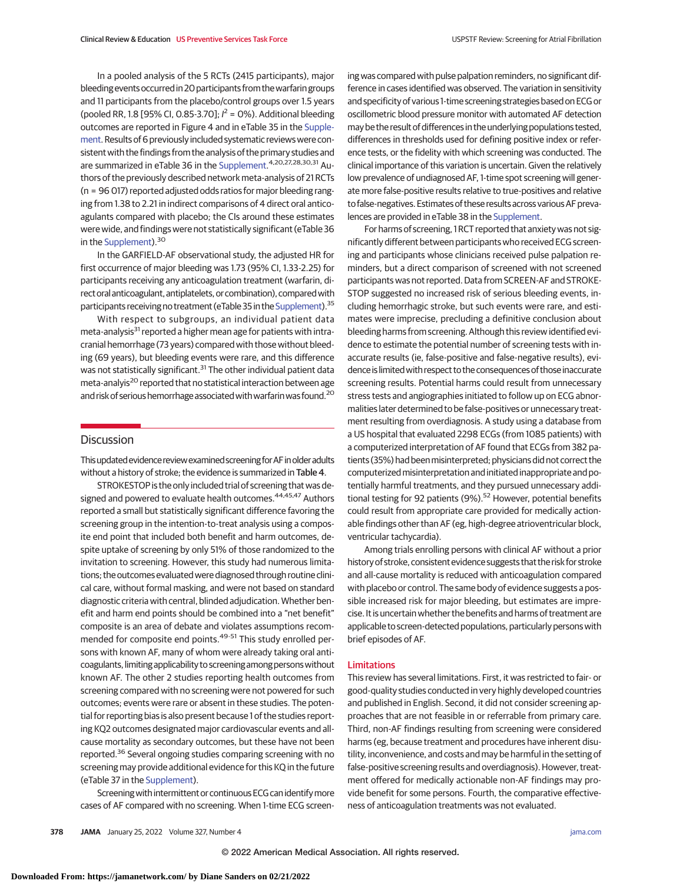In a pooled analysis of the 5 RCTs (2415 participants), major bleeding events occurred in 20 participants from the warfarin groups and 11 participants from the placebo/control groups over 1.5 years (pooled RR, 1.8 [95% CI, 0.85-3.70]; $I^2$ = 0%). Additional bleeding outcomes are reported in Figure 4 and in eTable 35 in the Supplement. Results of 6 previously included systematic reviews were consistent with the findings from the analysis of the primary studies and are summarized in eTable 36 in the Supplement.[4,20,27,28,30,31] Authors of the previously described network meta-analysis of 21 RCTs (n = 96 017) reported adjusted odds ratios for major bleeding ranging from 1.38 to 2.21 in indirect comparisons of 4 direct oral anticoagulants compared with placebo; the CIs around these estimates were wide, and findings were not statistically significant (eTable 36 in the Supplement).[30]

In the GARFIELD-AF observational study, the adjusted HR for first occurrence of major bleeding was 1.73 (95% CI, 1.33-2.25) for participants receiving any anticoagulation treatment (warfarin, direct oral anticoagulant, antiplatelets, or combination), compared with participants receiving no treatment (eTable 35 in the Supplement).[35]

With respect to subgroups, an individual patient data meta-analysis[31] reported a higher mean age for patients with intracranial hemorrhage (73 years) compared with those without bleeding (69 years), but bleeding events were rare, and this difference was not statistically significant.[31] The other individual patient data meta-analyis[20] reported that no statistical interaction between age and risk of serious hemorrhage associated with warfarin was found.[20]

## Discussion

This updated evidence review examined screening for AF in older adults without a history of stroke; the evidence is summarized in Table 4.

STROKESTOP is the only included trial of screening that was designed and powered to evaluate health outcomes.[44,45,47] Authors reported a small but statistically significant difference favoring the screening group in the intention-to-treat analysis using a composite end point that included both benefit and harm outcomes, despite uptake of screening by only 51% of those randomized to the invitation to screening. However, this study had numerous limitations; the outcomes evaluated were diagnosed through routine clinical care, without formal masking, and were not based on standard diagnostic criteria with central, blinded adjudication. Whether benefit and harm end points should be combined into a "net benefit" composite is an area of debate and violates assumptions recommended for composite end points.[49-51] This study enrolled persons with known AF, many of whom were already taking oral anticoagulants, limiting applicability to screening among persons without known AF. The other 2 studies reporting health outcomes from screening compared with no screening were not powered for such outcomes; events were rare or absent in these studies. The potential for reporting bias is also present because 1 of the studies reporting KQ2 outcomes designated major cardiovascular events and all-cause mortality as secondary outcomes, but these have not been reported.[36] Several ongoing studies comparing screening with no screening may provide additional evidence for this KQ in the future (eTable 37 in the Supplement).

Screening with intermittent or continuous ECG can identify more cases of AF compared with no screening. When 1-time ECG screening was compared with pulse palpation reminders, no significant difference in cases identified was observed. The variation in sensitivity and specificity of various 1-time screening strategies based on ECG or oscillometric blood pressure monitor with automated AF detection may be the result of differences in the underlying populations tested, differences in thresholds used for defining positive index or reference tests, or the fidelity with which screening was conducted. The clinical importance of this variation is uncertain. Given the relatively low prevalence of undiagnosed AF, 1-time spot screening will generate more false-positive results relative to true-positives and relative to false-negatives. Estimates of these results across various AF prevalences are provided in eTable 38 in the Supplement.

For harms of screening, 1 RCT reported that anxiety was not significantly different between participants who received ECG screening and participants whose clinicians received pulse palpation reminders, but a direct comparison of screened with not screened participants was not reported. Data from SCREEN-AF and STROKESTOP suggested no increased risk of serious bleeding events, including hemorrhagic stroke, but such events were rare, and estimates were imprecise, precluding a definitive conclusion about bleeding harms from screening. Although this review identified evidence to estimate the potential number of screening tests with inaccurate results (ie, false-positive and false-negative results), evidence is limited with respect to the consequences of those inaccurate screening results. Potential harms could result from unnecessary stress tests and angiographies initiated to follow up on ECG abnormalities later determined to be false-positives or unnecessary treatment resulting from overdiagnosis. A study using a database from a US hospital that evaluated 2298 ECGs (from 1085 patients) with a computerized interpretation of AF found that ECGs from 382 patients (35%) had been misinterpreted; physicians did not correct the computerized misinterpretation and initiated inappropriate and potentially harmful treatments, and they pursued unnecessary additional testing for 92 patients (9%).[52] However, potential benefits could result from appropriate care provided for medically actionable findings other than AF (eg, high-degree atrioventricular block, ventricular tachycardia).

Among trials enrolling persons with clinical AF without a prior history of stroke, consistent evidence suggests that the risk for stroke and all-cause mortality is reduced with anticoagulation compared with placebo or control. The same body of evidence suggests a possible increased risk for major bleeding, but estimates are imprecise. It is uncertain whether the benefits and harms of treatment are applicable to screen-detected populations, particularly persons with brief episodes of AF.

### Limitations

This review has several limitations. First, it was restricted to fair- or good-quality studies conducted in very highly developed countries and published in English. Second, it did not consider screening approaches that are not feasible in or referrable from primary care. Third, non-AF findings resulting from screening were considered harms (eg, because treatment and procedures have inherent disutility, inconvenience, and costs and may be harmful in the setting of false-positive screening results and overdiagnosis). However, treatment offered for medically actionable non-AF findings may provide benefit for some persons. Fourth, the comparative effectiveness of anticoagulation treatments was not evaluated.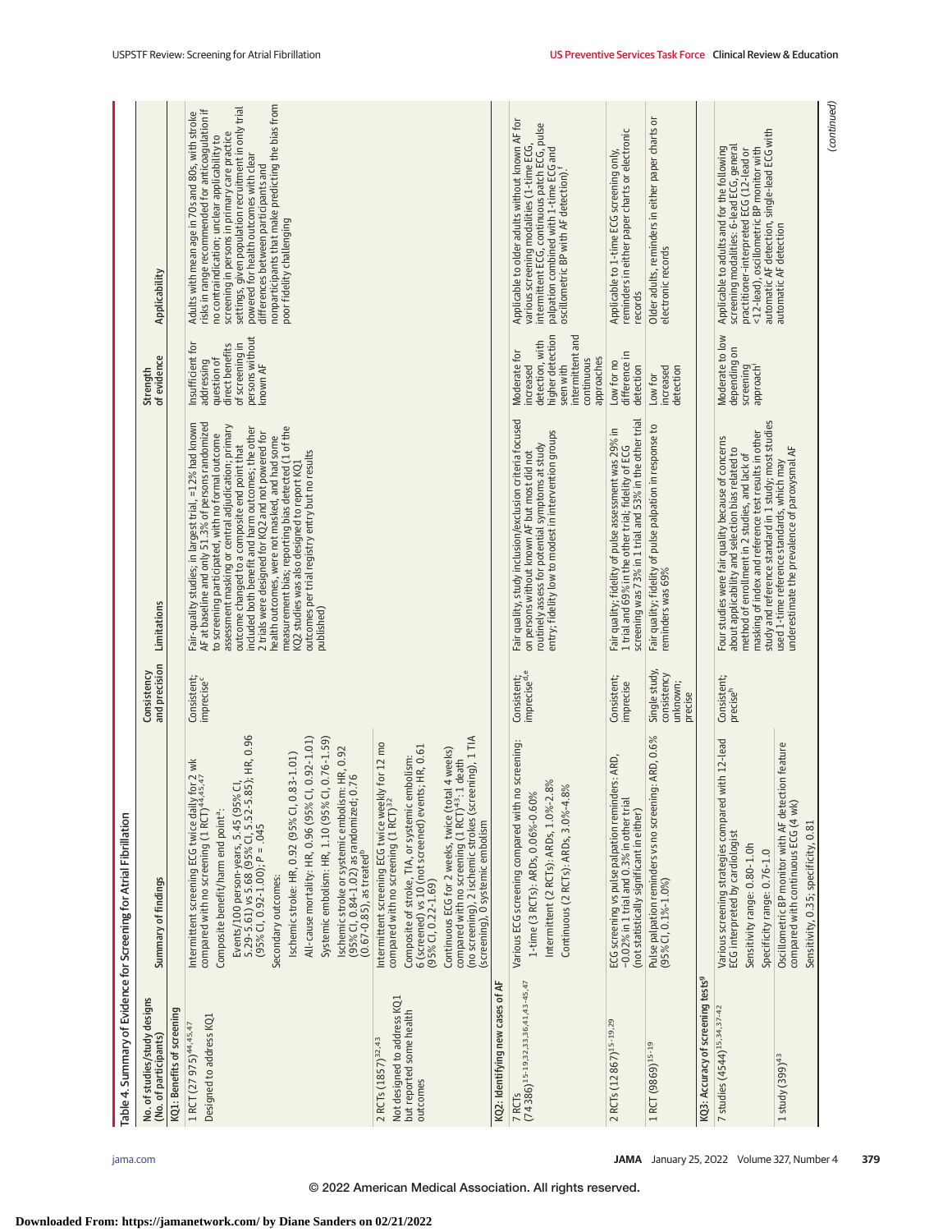Table 4. Summary of Evidence for Screening for Atrial Fibrillation

| No. of studies/study designs (No. of participants) | Summary of findings | Consistency and precision | Limitations | Strength of evidence | Applicability |
|---|---|---|---|---|---|
| **KQ1: Benefits of screening** | | | | | |
| 1 RCT (27 975)[44,45,47] Designed to address KQ1 | Intermittent screening ECG twice daily for 2 wk compared with no screening (1 RCT)[44,45,47] Composite benefit/harm end point[a]: Events/100 person-years, 5.45 (95% CI, 5.29-5.61) vs 5.68 (95% CI, 5.52-5.85); HR, 0.96 (95% CI, 0.92-1.00); P = .045 Secondary outcomes: Ischemic stroke: HR, 0.92 (95% CI, 0.83-1.01) All-cause mortality: HR, 0.96 (95% CI, 0.92-1.01) Systemic embolism: HR, 1.10 (95% CI, 0.76-1.59) Ischemic stroke or systemic embolism: HR, 0.92 (95% CI, 0.84-1.02) as randomized; 0.76 (0.67-0.85), as treated[b] | Consistent; imprecise[c] | Fair-quality studies; in largest trial, ≈12% had known AF at baseline and only 51.3% of persons randomized to screening participated, with no formal outcome assessment masking or central adjudication; primary outcome changed to a composite end point that included both benefit and harm outcomes; the other 2 trials were designed for KQ2 and not powered for health outcomes, were not masked, and had some measurement bias; reporting bias detected (1 of the KQ2 studies was also designed to report KQ1 outcomes per trial registry entry but no results published) | Insufficient for addressing question of direct benefits of screening in persons without known AF | Adults with mean age in 70s and 80s, with stroke risks in range recommended for anticoagulation if no contraindication; unclear applicability to screening in persons in primary care practice settings, given population recruitment in only trial powered for health outcomes with clear differences between participants and nonparticipants that make predicting the bias from poor fidelity challenging |
| 2 RCTs (1857)[32,43] Not designed to address KQ1 but reported some health outcomes | Intermittent screening ECG twice weekly for 12 mo compared with no screening (1 RCT)[32] Composite of stroke, TIA, or systemic embolism: 6 (screened) vs 10 (not screened) events; HR, 0.61 (95% CI, 0.22-1.69) Continuous ECG for 2 weeks, twice (total 4 weeks) compared with no screening (1 RCT)[43]: 1 death (no screening), 2 ischemic strokes (screening), 1 TIA (screening), 0 systemic embolism | | | | |
| **KQ2: Identifying new cases of AF** | | | | | |
| 7 RCTs (74 386)[15-19,32,33,36,41,43-45,47] | Various ECG screening compared with no screening: 1-time (3 RCTs): ARDs, 0.06%-0.60% Intermittent (2 RCTs): ARDs, 1.0%-2.8% Continuous (2 RCTs): ARDs, 3.0%-4.8% | Consistent; imprecise[d,e] | Fair quality, study inclusion/exclusion criteria focused on persons without known AF but most did not routinely assess for potential symptoms at study entry; fidelity low to modest in intervention groups | Moderate for increased detection, with higher detection seen with intermittent and continuous approaches | Applicable to older adults without known AF for various screening modalities (1-time ECG, intermittent ECG, continuous patch ECG, pulse palpation combined with 1-time ECG and oscillometric BP with AF detection)[f] |
| 2 RCTs (12 867)[15-19,29] | ECG screening vs pulse palpation reminders: ARD, −0.02% in 1 trial and 0.3% in other trial (not statistically significant in either) | Consistent; imprecise | Fair quality; fidelity of pulse assessment was 29% in 1 trial and 69% in the other trial; fidelity of ECG screening was 73% in 1 trial and 53% in the other trial | Low for no difference in detection | Applicable to 1-time ECG screening only, reminders in either paper charts or electronic records |
| 1 RCT (9869)[15-19] | Pulse palpation reminders vs no screening: ARD, 0.6% (95% CI, 0.1%-1.0%) | Single study, consistency unknown; precise | Fair quality; fidelity of pulse palpation in response to reminders was 69% | Low for increased detection | Older adults, reminders in either paper charts or electronic records |
| **KQ3: Accuracy of screening tests[g]** | | | | | |
| 7 studies (4544)[15,34,37-42] | Various screening strategies compared with 12-lead ECG interpreted by cardiologist Sensitivity range: 0.80-1.0h Specificity range: 0.76-1.0 | Consistent; precise[h] | Four studies were fair quality because of concerns about applicability and selection bias related to method of enrollment in 2 studies, and lack of masking of index and reference test results in other study and reference standard in 1 study; most studies used 1-time reference standards, which may underestimate the prevalence of paroxysmal AF | Moderate to low depending on screening approach[i] | Applicable to adults and for the following screening modalities: 6-lead ECG, general practitioner-interpreted ECG (12-lead or <12-lead), oscillometric BP monitor with automatic AF detection, single-lead ECG with automatic AF detection |
| 1 study (399)[43] | Oscillometric BP monitor with AF detection feature compared with continuous ECG (4 wk) Sensitivity, 0.35; specificity, 0.81 | | | | |

(continued)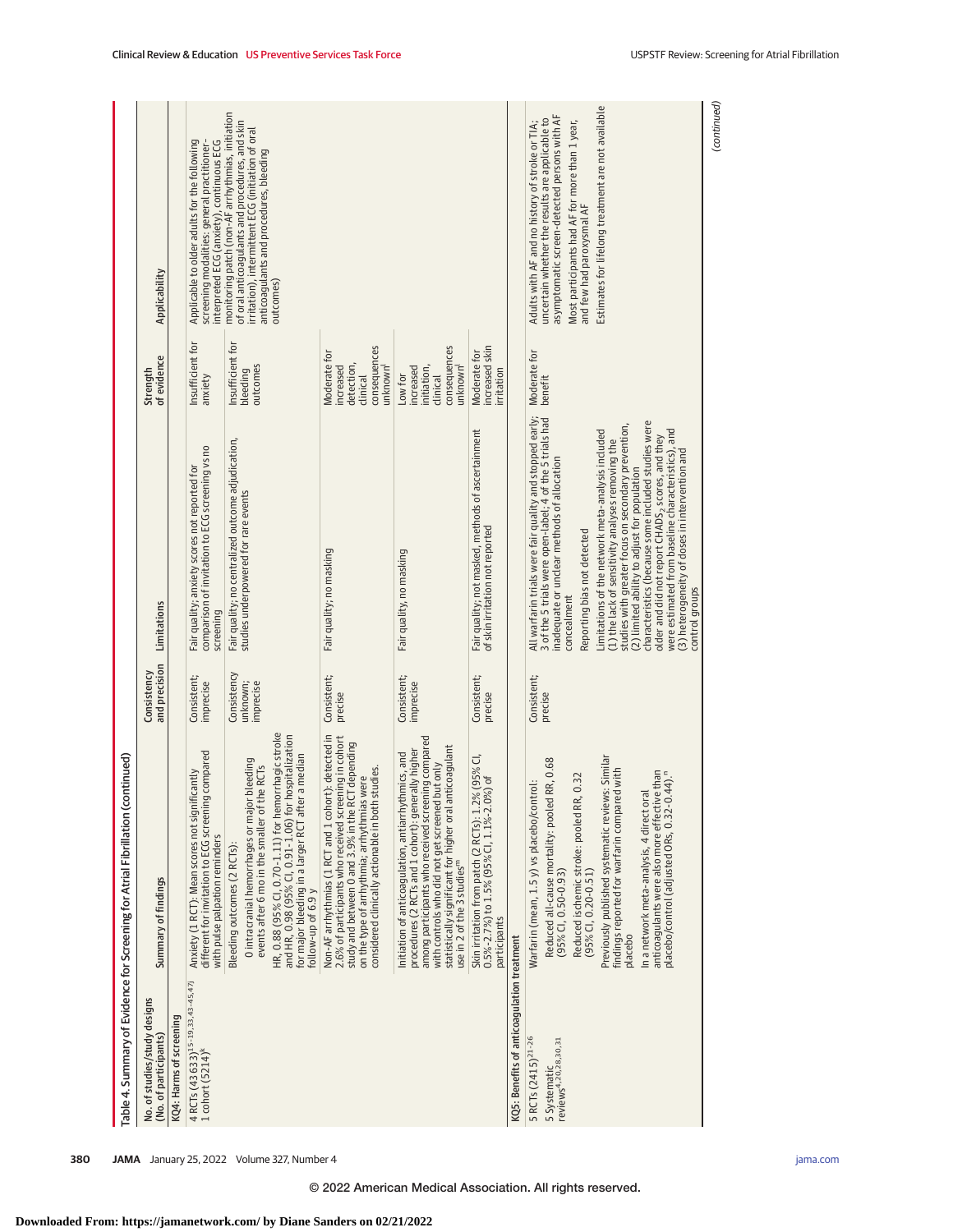Table 4. Summary of Evidence for Screening for Atrial Fibrillation (continued)

| No. of studies/study designs (No. of participants) | Summary of findings | Consistency and precision | Limitations | Strength of evidence | Applicability |
|---|---|---|---|---|---|
| **KQ4: Harms of screening** | | | | | |
| 4 RCTs (43 633)[15-19,33,43-45,47]; 1 cohort (5214)[k] | Anxiety (1 RCT): Mean scores not significantly different for invitation to ECG screening compared with pulse palpation reminders | Consistent; imprecise | Fair quality; anxiety scores not reported for comparison of invitation to ECG screening vs no screening | Insufficient for anxiety | Applicable to older adults for the following screening modalities: general practitioner–interpreted ECG (anxiety), continuous ECG monitoring patch (non-AF arrhythmias, initiation of oral anticoagulants and procedures, and skin irritation), intermittent ECG (initiation of oral anticoagulants and procedures, bleeding outcomes) |
| | Bleeding outcomes (2 RCTs): 0 intracranial hemorrhages or major bleeding events after 6 mo in the smaller of the RCTs; HR, 0.88 (95% CI, 0.70-1.11) for hemorrhagic stroke and HR, 0.98 (95% CI, 0.91-1.06) for hospitalization for major bleeding in a larger RCT after a median follow-up of 6.9 y | Consistency unknown; imprecise | Fair quality; no centralized outcome adjudication, studies underpowered for rare events | Insufficient for bleeding outcomes | |
| | Non-AF arrhythmias (1 RCT and 1 cohort): detected in 2.6% of participants who received screening in cohort study and between 0 and 3.9% in the RCT depending on the type of arrhythmia; arrhythmias were considered clinically actionable in both studies. | Consistent; precise | Fair quality; no masking | Moderate for increased detection, clinical consequences unknown[l] | |
| | Initiation of anticoagulation, antiarrhythmics, and procedures (2 RCTs and 1 cohort): generally higher among participants who received screening compared with controls who did not get screened but only statistically significant for higher oral anticoagulant use in 2 of the 3 studies[m] | Consistent; imprecise | Fair quality, no masking | Low for increased initiation, clinical consequences unknown[l] | |
| | Skin irritation from patch (2 RCTs): 1.2% (95% CI, 0.5%-2.7%) to 1.5% (95% CI, 1.1%-2.0%) of participants | Consistent; precise | Fair quality; not masked, methods of ascertainment of skin irritation not reported | Moderate for increased skin irritation | |
| **KQ5: Benefits of anticoagulation treatment** | | | | | |
| 5 RCTs (2415)[21-26]; 5 Systematic reviews[4,20,28,30,31] | Warfarin (mean, 1.5 y) vs placebo/control: Reduced all-cause mortality: pooled RR, 0.68 (95% CI, 0.50-0.93); Reduced ischemic stroke: pooled RR, 0.32 (95% CI, 0.20-0.51); Previously published systematic reviews: Similar findings reported for warfarin compared with placebo; In a network meta-analysis, 4 direct oral anticoagulants were also more effective than placebo/control (adjusted ORs, 0.32-0.44).[n] | Consistent; precise | All warfarin trials were fair quality and stopped early; 3 of the 5 trials were open-label; 4 of the 5 trials had inadequate or unclear methods of allocation concealment; Reporting bias not detected; Limitations of the network meta-analysis included (1) the lack of sensitivity analyses removing the studies with greater focus on secondary prevention, (2) limited ability to adjust for population characteristics (because some included studies were older and did not report $CHADS_2$ scores, and they were estimated from baseline characteristics), and (3) heterogeneity of doses in intervention and control groups | Moderate for benefit | Adults with AF and no history of stroke or TIA; uncertain whether the results are applicable to asymptomatic screen-detected persons with AF; Most participants had AF for more than 1 year, and few had paroxysmal AF; Estimates for lifelong treatment are not available |

(continued)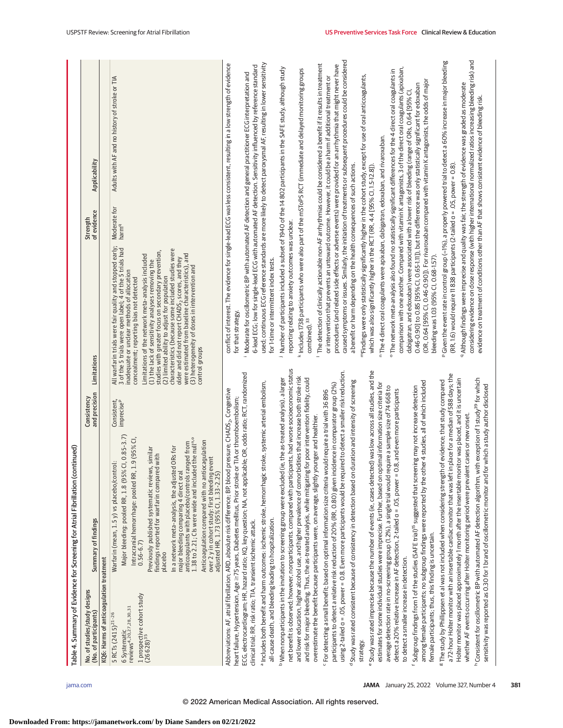Table 4. Summary of Evidence for Screening for Atrial Fibrillation (continued)

| No. of studies/study designs (No. of participants) | Summary of findings | Consistency and precision | Limitations | Strength of evidence | Applicability |
|---|---|---|---|---|---|
| **KQ6: Harms of anticoagulation treatment** | | | | | |
| 5 RCTs (2415)[21-26]<br>6 Systematic reviews[4,20,27,28,30,31]<br>1 prospective cohort study (26 628)[35] | Warfarin (mean, 1.5 y) vs placebo/control:<br>Major bleeding: pooled RR, 1.8 (95% CI, 0.85-3.7)<br>Intracranial hemorrhage: pooled RR, 1.9 (95% CI, 0.56-6.7)<br>Previously published systematic reviews, similar findings reported for warfarin compared with placebo<br>In a network meta-analysis, the adjusted ORs for major bleeding comparing 4 direct oral anticoagulants with placebo/controls ranged from 1.38 to 2.21; CIs were wide and included the null[n,o]<br>Anticoagulation compared with no anticoagulation over 2 y in cohort study: first bleeding event adjusted HR, 1.73 (95% CI, 1.33-2.25) | Consistent, imprecise[p] | All warfarin trials were fair quality and stopped early; 3 of the 5 trials had inadequate or unclear methods of allocation concealment; reporting bias not detected<br>Limitations of the network meta-analysis included (1) the lack of sensitivity analyses removing the studies with greater focus on secondary prevention, (2) limited ability to adjust for population characteristics (because some included studies were older and did not report $CHADS_2$ scores, and they were estimated from baseline characteristics), and (3) heterogeneity of doses in intervention and control groups | Moderate for harm[q] | Adults with AF and no history of stroke or TIA |

Abbreviations: AF, atrial fibrillation; ARD, absolute risk difference; BP, blood pressure; $CHADS_2$, Congestive heart failure, Hypertension, Age ≥75 years, Diabetes mellitus, Prior stroke or TIA or thromboembolism; ECG, electrocardiogram; HR, hazard ratio; KQ, key question; NA, not applicable; OR, odds ratio; RCT, randomized clinical trial; RR, risk ratio; TIA, transient ischemic attack.

[a] Includes both benefit and harm outcomes: ischemic stroke, hemorrhagic stroke, systemic arterial embolism, all-cause death, and bleeding leading to hospitalization.

[b] When nonparticipants in the invitation to screening group were excluded (ie, the as-treated analysis), a larger net benefit is observed; however, nonparticipants, compared with participants, had worse socioeconomic status and lower education, higher alcohol use, and higher prevalence of comorbidities that increase both stroke risk and risk for major bleeding. Thus, the as-treated analysis, while mitigating for poor intervention fidelity, could overestimate the benefit because participants were, on average, slightly younger and healthier.

[c] For detecting a small benefit; based on optimal information size criteria would require a trial with 36 896 participants to detect a relative risk reduction of 20% (RR, 0.80) given incidence in comparator group (2%) using 2-tailed α = .05, power = 0.8. Even more participants would be required to detect a smaller risk reduction.

[d] Study was rated consistent because of consistency in detection based on duration and intensity of screening strategy.

[e] Study was rated imprecise because the number of events (ie, cases detected) was low across all studies, and the estimates for some individual studies were imprecise. Further, based on optimal information size criteria for average detection rate in no-screening group (1.2%), a single trial would require a sample size of 74 668 to detect a 20% relative increase in AF detection, 2-tailed α = .05, power = 0.8, and even more participants to detect a smaller increase in detection.

[f] Subgroup findings from 1 of the studies (SAFE trial)[15] suggested that screening may not increase detection among female participants; no subgroup findings were reported by the other 4 studies, all of which included female participants; thus, this finding is uncertain.

[g] The study by Phillippsen et al was not included when considering strength of evidence; that study compared a 72-hour Holter monitor with an insertable cardiac monitor that was left in place for a median of 588 days; the Holter monitor was placed approximately 1 month after the insertable monitor was placed, and it is uncertain whether AF events occurring after Holter monitoring period were prevalent cases or new onset.

[h] Consistent for oscillometric BP with automated AF detection algorithm, with exception of 1 study[39] for which sensitivity was reported as 0.30 for 1 brand of oscillometric monitor and for which a study author disclosed conflict of interest. The evidence for single-lead ECG was less consistent, resulting in a low strength of evidence for that strategy.

[i] Moderate for oscillometric BP with automated AF detection and general practitioner ECG interpretation and 6-lead ECG; low for single-lead ECG with automated AF detection. Sensitivity influenced by reference standard used; continuous ECG reference standards are more likely to detect paroxysmal AF, resulting in lower sensitivity for 1-time or intermittent index tests.

[j] Number of participants included a subset of 1940 of the 14 802 participants in the SAFE study, although study reporting relating to anxiety outcomes was unclear.

[k] Includes 1738 participants who were also part of the mSToPS RCT (immediate and delayed monitoring groups combined).[33]

[l] The detection of clinically actionable non-AF arrhythmias could be considered a benefit if it results in treatment or intervention that prevents an untoward outcome. However, it could be a harm if additional treatment or procedures (and related side effects or adverse events) were provided for an arrhythmia that might never have caused symptoms or issues. Similarly, the initiation of treatments or subsequent procedures could be considered a benefit or harm depending on the health consequences of such actions.

[m] Findings were only statistically significantly higher in the cohort study, except for use of oral anticoagulants, which was also significantly higher in the RCT (RR, 4.4 [95% CI, 1.5-12.8]).

[n] The 4 direct oral coagulants were apixaban, dabigatran, edoxaban, and rivaroxaban.

[o] The network meta-analysis also found no statistically significant differences for the 4 direct oral coagulants in comparison with one another. Compared with vitamin K antagonists, 3 of the direct oral coagulants (apixaban, dabigatran, and edoxaban) were associated with a lower risk of bleeding (range of ORs, 0.64 [95% CI, 0.46-0.90] to 0.85 [95% CI, 0.65-1.11]), but the difference was only statistically significant for edoxaban (OR, 0.64 [95% CI, 0.46-0.90]). For rivaroxaban compared with vitamin K antagonists, the odds of major bleeding was 1.03 (95% CI, 0.68-1.57).

[p] Given the event rate in control group (≈1%), a properly powered trial to detect a 60% increase in major bleeding (RR, 1.6) would require 11 838 participants (2-tailed α = .05, power = 0.8).

[q] Although findings were imprecise and quality was fair, the strength of evidence was graded as moderate considering evidence on dose response (with higher international normalized ratios increasing bleeding risk) and evidence on treatment of conditions other than AF that shows consistent evidence of bleeding risk.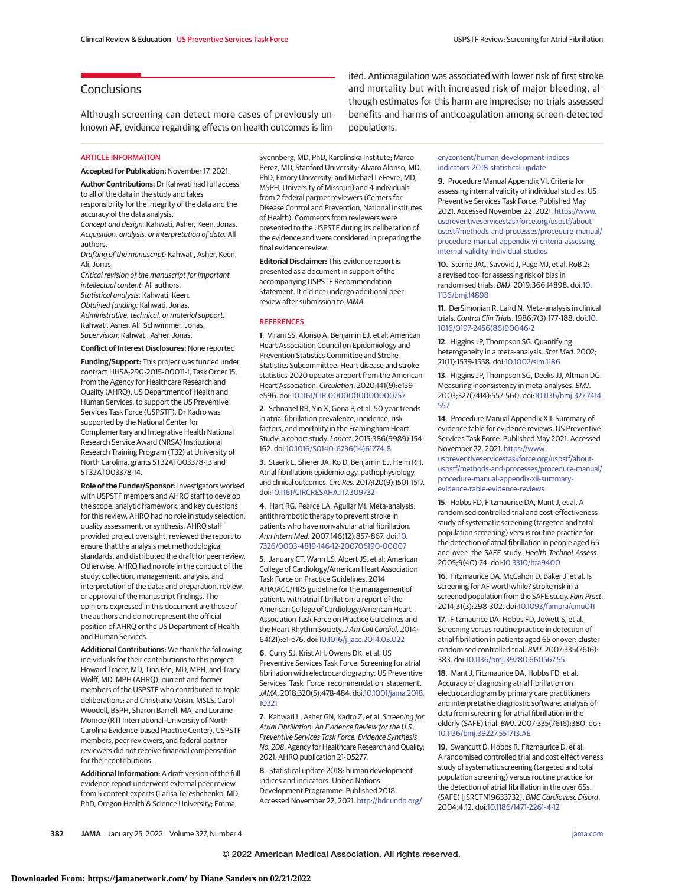## Conclusions

Although screening can detect more cases of previously unknown AF, evidence regarding effects on health outcomes is limited. Anticoagulation was associated with lower risk of first stroke and mortality but with increased risk of major bleeding, although estimates for this harm are imprecise; no trials assessed benefits and harms of anticoagulation among screen-detected populations.

### ARTICLE INFORMATION

**Accepted for Publication:** November 17, 2021.

**Author Contributions:** Dr Kahwati had full access to all of the data in the study and takes responsibility for the integrity of the data and the accuracy of the data analysis.
*Concept and design:* Kahwati, Asher, Keen, Jonas.
*Acquisition, analysis, or interpretation of data:* All authors.
*Drafting of the manuscript:* Kahwati, Asher, Keen, Ali, Jonas.
*Critical revision of the manuscript for important intellectual content:* All authors.
*Statistical analysis:* Kahwati, Keen.
*Obtained funding:* Kahwati, Jonas.
*Administrative, technical, or material support:* Kahwati, Asher, Ali, Schwimmer, Jonas.
*Supervision:* Kahwati, Asher, Jonas.

**Conflict of Interest Disclosures:** None reported.

**Funding/Support:** This project was funded under contract HHSA-290-2015-00011-I, Task Order 15, from the Agency for Healthcare Research and Quality (AHRQ), US Department of Health and Human Services, to support the US Preventive Services Task Force (USPSTF). Dr Kadro was supported by the National Center for Complementary and Integrative Health National Research Service Award (NRSA) Institutional Research Training Program (T32) at University of North Carolina, grants 5T32AT003378-13 and 5T32AT003378-14.

**Role of the Funder/Sponsor:** Investigators worked with USPSTF members and AHRQ staff to develop the scope, analytic framework, and key questions for this review. AHRQ had no role in study selection, quality assessment, or synthesis. AHRQ staff provided project oversight, reviewed the report to ensure that the analysis met methodological standards, and distributed the draft for peer review. Otherwise, AHRQ had no role in the conduct of the study; collection, management, analysis, and interpretation of the data; and preparation, review, or approval of the manuscript findings. The opinions expressed in this document are those of the authors and do not represent the official position of AHRQ or the US Department of Health and Human Services.

**Additional Contributions:** We thank the following individuals for their contributions to this project: Howard Tracer, MD, Tina Fan, MD, MPH, and Tracy Wolff, MD, MPH (AHRQ); current and former members of the USPSTF who contributed to topic deliberations; and Christiane Voisin, MSLS, Carol Woodell, BSPH, Sharon Barrell, MA, and Loraine Monroe (RTI International–University of North Carolina Evidence-based Practice Center). USPSTF members, peer reviewers, and federal partner reviewers did not receive financial compensation for their contributions.

**Additional Information:** A draft version of the full evidence report underwent external peer review from 5 content experts (Larisa Tereshchenko, MD, PhD, Oregon Health & Science University; Emma Svennberg, MD, PhD, Karolinska Institute; Marco Perez, MD, Stanford University; Alvaro Alonso, MD, PhD, Emory University; and Michael LeFevre, MD, MSPH, University of Missouri) and 4 individuals from 2 federal partner reviewers (Centers for Disease Control and Prevention, National Institutes of Health). Comments from reviewers were presented to the USPSTF during its deliberation of the evidence and were considered in preparing the final evidence review.

**Editorial Disclaimer:** This evidence report is presented as a document in support of the accompanying USPSTF Recommendation Statement. It did not undergo additional peer review after submission to *JAMA*.

### REFERENCES

1. Virani SS, Alonso A, Benjamin EJ, et al; American Heart Association Council on Epidemiology and Prevention Statistics Committee and Stroke Statistics Subcommittee. Heart disease and stroke statistics-2020 update: a report from the American Heart Association. *Circulation*. 2020;141(9):e139-e596. doi:10.1161/CIR.0000000000000757

2. Schnabel RB, Yin X, Gona P, et al. 50 year trends in atrial fibrillation prevalence, incidence, risk factors, and mortality in the Framingham Heart Study: a cohort study. *Lancet*. 2015;386(9989):154-162. doi:10.1016/S0140-6736(14)61774-8

3. Staerk L, Sherer JA, Ko D, Benjamin EJ, Helm RH. Atrial fibrillation: epidemiology, pathophysiology, and clinical outcomes. *Circ Res*. 2017;120(9):1501-1517. doi:10.1161/CIRCRESAHA.117.309732

4. Hart RG, Pearce LA, Aguilar MI. Meta-analysis: antithrombotic therapy to prevent stroke in patients who have nonvalvular atrial fibrillation. *Ann Intern Med*. 2007;146(12):857-867. doi:10.7326/0003-4819-146-12-200706190-00007

5. January CT, Wann LS, Alpert JS, et al; American College of Cardiology/American Heart Association Task Force on Practice Guidelines. 2014 AHA/ACC/HRS guideline for the management of patients with atrial fibrillation: a report of the American College of Cardiology/American Heart Association Task Force on Practice Guidelines and the Heart Rhythm Society. *J Am Coll Cardiol*. 2014;64(21):e1-e76. doi:10.1016/j.jacc.2014.03.022

6. Curry SJ, Krist AH, Owens DK, et al; US Preventive Services Task Force. Screening for atrial fibrillation with electrocardiography: US Preventive Services Task Force recommendation statement. *JAMA*. 2018;320(5):478-484. doi:10.1001/jama.2018.10321

7. Kahwati L, Asher GN, Kadro Z, et al. *Screening for Atrial Fibrillation: An Evidence Review for the U.S. Preventive Services Task Force. Evidence Synthesis No. 208*. Agency for Healthcare Research and Quality; 2021. AHRQ publication 21-05277.

8. Statistical update 2018: human development indices and indicators. United Nations Development Programme. Published 2018. Accessed November 22, 2021. http://hdr.undp.org/en/content/human-development-indices-indicators-2018-statistical-update

9. Procedure Manual Appendix VI: Criteria for assessing internal validity of individual studies. US Preventive Services Task Force. Published May 2021. Accessed November 22, 2021. https://www.uspreventiveservicestaskforce.org/uspstf/about-uspstf/methods-and-processes/procedure-manual/procedure-manual-appendix-vi-criteria-assessing-internal-validity-individual-studies

10. Sterne JAC, Savović J, Page MJ, et al. RoB 2: a revised tool for assessing risk of bias in randomised trials. *BMJ*. 2019;366:l4898. doi:10.1136/bmj.l4898

11. DerSimonian R, Laird N. Meta-analysis in clinical trials. *Control Clin Trials*. 1986;7(3):177-188. doi:10.1016/0197-2456(86)90046-2

12. Higgins JP, Thompson SG. Quantifying heterogeneity in a meta-analysis. *Stat Med*. 2002;21(11):1539-1558. doi:10.1002/sim.1186

13. Higgins JP, Thompson SG, Deeks JJ, Altman DG. Measuring inconsistency in meta-analyses. *BMJ*. 2003;327(7414):557-560. doi:10.1136/bmj.327.7414.557

14. Procedure Manual Appendix XII: Summary of evidence table for evidence reviews. US Preventive Services Task Force. Published May 2021. Accessed November 22, 2021. https://www.uspreventiveservicestaskforce.org/uspstf/about-uspstf/methods-and-processes/procedure-manual/procedure-manual-appendix-xii-summary-evidence-table-evidence-reviews

15. Hobbs FD, Fitzmaurice DA, Mant J, et al. A randomised controlled trial and cost-effectiveness study of systematic screening (targeted and total population screening) versus routine practice for the detection of atrial fibrillation in people aged 65 and over: the SAFE study. *Health Technol Assess*. 2005;9(40):74. doi:10.3310/hta9400

16. Fitzmaurice DA, McCahon D, Baker J, et al. Is screening for AF worthwhile? stroke risk in a screened population from the SAFE study. *Fam Pract*. 2014;31(3):298-302. doi:10.1093/fampra/cmu011

17. Fitzmaurice DA, Hobbs FD, Jowett S, et al. Screening versus routine practice in detection of atrial fibrillation in patients aged 65 or over: cluster randomised controlled trial. *BMJ*. 2007;335(7616):383. doi:10.1136/bmj.39280.660567.55

18. Mant J, Fitzmaurice DA, Hobbs FD, et al. Accuracy of diagnosing atrial fibrillation on electrocardiogram by primary care practitioners and interpretative diagnostic software: analysis of data from screening for atrial fibrillation in the elderly (SAFE) trial. *BMJ*. 2007;335(7616):380. doi:10.1136/bmj.39227.551713.AE

19. Swancutt D, Hobbs R, Fitzmaurice D, et al. A randomised controlled trial and cost effectiveness study of systematic screening (targeted and total population screening) versus routine practice for the detection of atrial fibrillation in the over 65s: (SAFE) [ISRCTN19633732]. *BMC Cardiovasc Disord*. 2004;4:12. doi:10.1186/1471-2261-4-12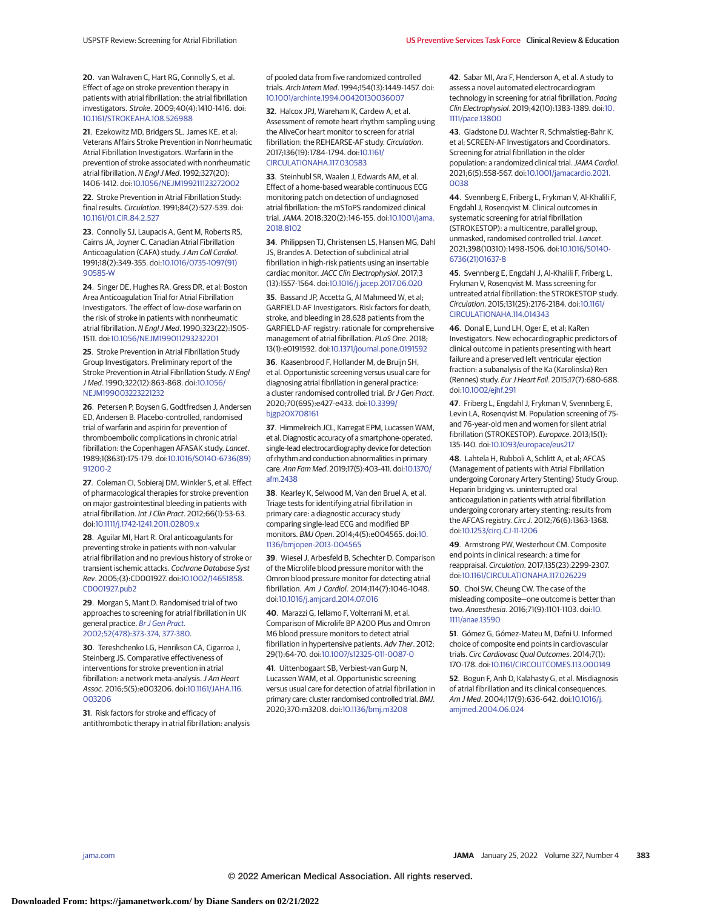20. van Walraven C, Hart RG, Connolly S, et al. Effect of age on stroke prevention therapy in patients with atrial fibrillation: the atrial fibrillation investigators. *Stroke*. 2009;40(4):1410-1416. doi:10.1161/STROKEAHA.108.526988

21. Ezekowitz MD, Bridgers SL, James KE, et al; Veterans Affairs Stroke Prevention in Nonrheumatic Atrial Fibrillation Investigators. Warfarin in the prevention of stroke associated with nonrheumatic atrial fibrillation. *N Engl J Med*. 1992;327(20):1406-1412. doi:10.1056/NEJM199211123272002

22. Stroke Prevention in Atrial Fibrillation Study: final results. *Circulation*. 1991;84(2):527-539. doi:10.1161/01.CIR.84.2.527

23. Connolly SJ, Laupacis A, Gent M, Roberts RS, Cairns JA, Joyner C. Canadian Atrial Fibrillation Anticoagulation (CAFA) study. *J Am Coll Cardiol*. 1991;18(2):349-355. doi:10.1016/0735-1097(91)90585-W

24. Singer DE, Hughes RA, Gress DR, et al; Boston Area Anticoagulation Trial for Atrial Fibrillation Investigators. The effect of low-dose warfarin on the risk of stroke in patients with nonrheumatic atrial fibrillation. *N Engl J Med*. 1990;323(22):1505-1511. doi:10.1056/NEJM199011293232201

25. Stroke Prevention in Atrial Fibrillation Study Group Investigators. Preliminary report of the Stroke Prevention in Atrial Fibrillation Study. *N Engl J Med*. 1990;322(12):863-868. doi:10.1056/NEJM199003223221232

26. Petersen P, Boysen G, Godtfredsen J, Andersen ED, Andersen B. Placebo-controlled, randomised trial of warfarin and aspirin for prevention of thromboembolic complications in chronic atrial fibrillation: the Copenhagen AFASAK study. *Lancet*. 1989;1(8631):175-179. doi:10.1016/S0140-6736(89)91200-2

27. Coleman CI, Sobieraj DM, Winkler S, et al. Effect of pharmacological therapies for stroke prevention on major gastrointestinal bleeding in patients with atrial fibrillation. *Int J Clin Pract*. 2012;66(1):53-63. doi:10.1111/j.1742-1241.2011.02809.x

28. Aguilar MI, Hart R. Oral anticoagulants for preventing stroke in patients with non-valvular atrial fibrillation and no previous history of stroke or transient ischemic attacks. *Cochrane Database Syst Rev*. 2005;(3):CD001927. doi:10.1002/14651858.CD001927.pub2

29. Morgan S, Mant D. Randomised trial of two approaches to screening for atrial fibrillation in UK general practice. *Br J Gen Pract*. 2002;52(478):373-374, 377-380.

30. Tereshchenko LG, Henrikson CA, Cigarroa J, Steinberg JS. Comparative effectiveness of interventions for stroke prevention in atrial fibrillation: a network meta-analysis. *J Am Heart Assoc*. 2016;5(5):e003206. doi:10.1161/JAHA.116.003206

31. Risk factors for stroke and efficacy of antithrombotic therapy in atrial fibrillation: analysis of pooled data from five randomized controlled trials. *Arch Intern Med*. 1994;154(13):1449-1457. doi:10.1001/archinte.1994.00420130036007

32. Halcox JPJ, Wareham K, Cardew A, et al. Assessment of remote heart rhythm sampling using the AliveCor heart monitor to screen for atrial fibrillation: the REHEARSE-AF study. *Circulation*. 2017;136(19):1784-1794. doi:10.1161/CIRCULATIONAHA.117.030583

33. Steinhubl SR, Waalen J, Edwards AM, et al. Effect of a home-based wearable continuous ECG monitoring patch on detection of undiagnosed atrial fibrillation: the mSToPS randomized clinical trial. *JAMA*. 2018;320(2):146-155. doi:10.1001/jama.2018.8102

34. Philippsen TJ, Christensen LS, Hansen MG, Dahl JS, Brandes A. Detection of subclinical atrial fibrillation in high-risk patients using an insertable cardiac monitor. *JACC Clin Electrophysiol*. 2017;3(13):1557-1564. doi:10.1016/j.jacep.2017.06.020

35. Bassand JP, Accetta G, Al Mahmeed W, et al; GARFIELD-AF Investigators. Risk factors for death, stroke, and bleeding in 28,628 patients from the GARFIELD-AF registry: rationale for comprehensive management of atrial fibrillation. *PLoS One*. 2018;13(1):e0191592. doi:10.1371/journal.pone.0191592

36. Kaasenbrood F, Hollander M, de Bruijn SH, et al. Opportunistic screening versus usual care for diagnosing atrial fibrillation in general practice: a cluster randomised controlled trial. *Br J Gen Pract*. 2020;70(695):e427-e433. doi:10.3399/bjgp20X708161

37. Himmelreich JCL, Karregat EPM, Lucassen WAM, et al. Diagnostic accuracy of a smartphone-operated, single-lead electrocardiography device for detection of rhythm and conduction abnormalities in primary care. *Ann Fam Med*. 2019;17(5):403-411. doi:10.1370/afm.2438

38. Kearley K, Selwood M, Van den Bruel A, et al. Triage tests for identifying atrial fibrillation in primary care: a diagnostic accuracy study comparing single-lead ECG and modified BP monitors. *BMJ Open*. 2014;4(5):e004565. doi:10.1136/bmjopen-2013-004565

39. Wiesel J, Arbesfeld B, Schechter D. Comparison of the Microlife blood pressure monitor with the Omron blood pressure monitor for detecting atrial fibrillation. *Am J Cardiol*. 2014;114(7):1046-1048. doi:10.1016/j.amjcard.2014.07.016

40. Marazzi G, Iellamo F, Volterrani M, et al. Comparison of Microlife BP A200 Plus and Omron M6 blood pressure monitors to detect atrial fibrillation in hypertensive patients. *Adv Ther*. 2012;29(1):64-70. doi:10.1007/s12325-011-0087-0

41. Uittenbogaart SB, Verbiest-van Gurp N, Lucassen WAM, et al. Opportunistic screening versus usual care for detection of atrial fibrillation in primary care: cluster randomised controlled trial. *BMJ*. 2020;370:m3208. doi:10.1136/bmj.m3208

42. Sabar MI, Ara F, Henderson A, et al. A study to assess a novel automated electrocardiogram technology in screening for atrial fibrillation. *Pacing Clin Electrophysiol*. 2019;42(10):1383-1389. doi:10.1111/pace.13800

43. Gladstone DJ, Wachter R, Schmalstieg-Bahr K, et al; SCREEN-AF Investigators and Coordinators. Screening for atrial fibrillation in the older population: a randomized clinical trial. *JAMA Cardiol*. 2021;6(5):558-567. doi:10.1001/jamacardio.2021.0038

44. Svennberg E, Friberg L, Frykman V, Al-Khalili F, Engdahl J, Rosenqvist M. Clinical outcomes in systematic screening for atrial fibrillation (STROKESTOP): a multicentre, parallel group, unmasked, randomised controlled trial. *Lancet*. 2021;398(10310):1498-1506. doi:10.1016/S0140-6736(21)01637-8

45. Svennberg E, Engdahl J, Al-Khalili F, Friberg L, Frykman V, Rosenqvist M. Mass screening for untreated atrial fibrillation: the STROKESTOP study. *Circulation*. 2015;131(25):2176-2184. doi:10.1161/CIRCULATIONAHA.114.014343

46. Donal E, Lund LH, Oger E, et al; KaRen Investigators. New echocardiographic predictors of clinical outcome in patients presenting with heart failure and a preserved left ventricular ejection fraction: a subanalysis of the Ka (Karolinska) Ren (Rennes) study. *Eur J Heart Fail*. 2015;17(7):680-688. doi:10.1002/ejhf.291

47. Friberg L, Engdahl J, Frykman V, Svennberg E, Levin LA, Rosenqvist M. Population screening of 75- and 76-year-old men and women for silent atrial fibrillation (STROKESTOP). *Europace*. 2013;15(1):135-140. doi:10.1093/europace/eus217

48. Lahtela H, Rubboli A, Schlitt A, et al; AFCAS (Management of patients with Atrial Fibrillation undergoing Coronary Artery Stenting) Study Group. Heparin bridging vs. uninterrupted oral anticoagulation in patients with atrial fibrillation undergoing coronary artery stenting: results from the AFCAS registry. *Circ J*. 2012;76(6):1363-1368. doi:10.1253/circj.CJ-11-1206

49. Armstrong PW, Westerhout CM. Composite end points in clinical research: a time for reappraisal. *Circulation*. 2017;135(23):2299-2307. doi:10.1161/CIRCULATIONAHA.117.026229

50. Choi SW, Cheung CW. The case of the misleading composite—one outcome is better than two. *Anaesthesia*. 2016;71(9):1101-1103. doi:10.1111/anae.13590

51. Gómez G, Gómez-Mateu M, Dafni U. Informed choice of composite end points in cardiovascular trials. *Circ Cardiovasc Qual Outcomes*. 2014;7(1):170-178. doi:10.1161/CIRCOUTCOMES.113.000149

52. Bogun F, Anh D, Kalahasty G, et al. Misdiagnosis of atrial fibrillation and its clinical consequences. *Am J Med*. 2004;117(9):636-642. doi:10.1016/j.amjmed.2004.06.024